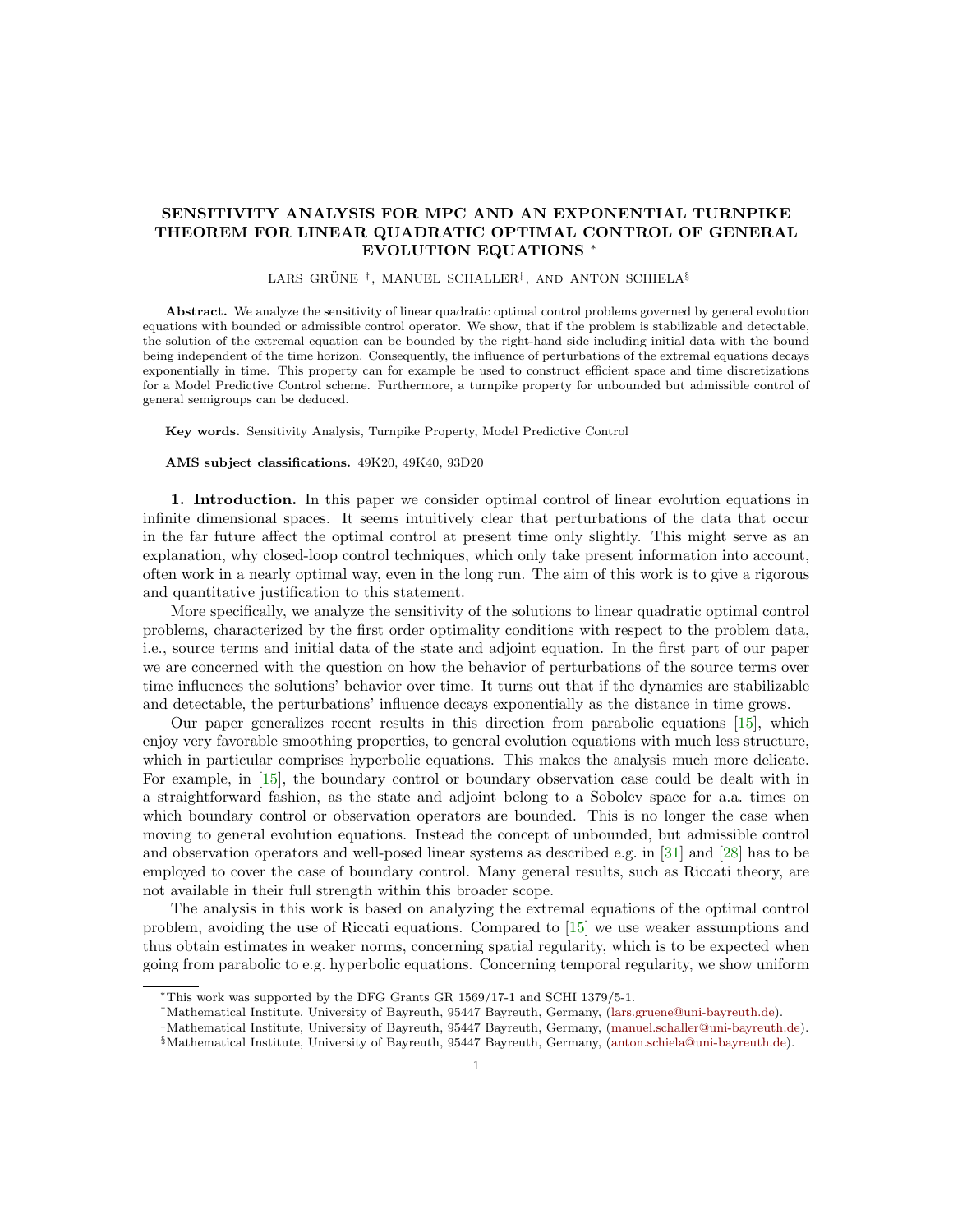# SENSITIVITY ANALYSIS FOR MPC AND AN EXPONENTIAL TURNPIKE THEOREM FOR LINEAR QUADRATIC OPTIMAL CONTROL OF GENERAL EVOLUTION EQUATIONS *

LARS GRÜNE †, MANUEL SCHALLER‡, AND ANTON SCHIELA§

**Abstract.** We analyze the sensitivity of linear quadratic optimal control problems governed by general evolution equations with bounded or admissible control operator. We show, that if the problem is stabilizable and detectable, the solution of the extremal equation can be bounded by the right-hand side including initial data with the bound being independent of the time horizon. Consequently, the influence of perturbations of the extremal equations decays exponentially in time. This property can for example be used to construct efficient space and time discretizations for a Model Predictive Control scheme. Furthermore, a turnpike property for unbounded but admissible control of general semigroups can be deduced.

**Key words.** Sensitivity Analysis, Turnpike Property, Model Predictive Control

**AMS subject classifications.** 49K20, 49K40, 93D20

**1. Introduction.** In this paper we consider optimal control of linear evolution equations in infinite dimensional spaces. It seems intuitively clear that perturbations of the data that occur in the far future affect the optimal control at present time only slightly. This might serve as an explanation, why closed-loop control techniques, which only take present information into account, often work in a nearly optimal way, even in the long run. The aim of this work is to give a rigorous and quantitative justification to this statement.

More specifically, we analyze the sensitivity of the solutions to linear quadratic optimal control problems, characterized by the first order optimality conditions with respect to the problem data, i.e., source terms and initial data of the state and adjoint equation. In the first part of our paper we are concerned with the question on how the behavior of perturbations of the source terms over time influences the solutions' behavior over time. It turns out that if the dynamics are stabilizable and detectable, the perturbations' influence decays exponentially as the distance in time grows.

Our paper generalizes recent results in this direction from parabolic equations [15], which enjoy very favorable smoothing properties, to general evolution equations with much less structure, which in particular comprises hyperbolic equations. This makes the analysis much more delicate. For example, in [15], the boundary control or boundary observation case could be dealt with in a straightforward fashion, as the state and adjoint belong to a Sobolev space for a.a. times on which boundary control or observation operators are bounded. This is no longer the case when moving to general evolution equations. Instead the concept of unbounded, but admissible control and observation operators and well-posed linear systems as described e.g. in [31] and [28] has to be employed to cover the case of boundary control. Many general results, such as Riccati theory, are not available in their full strength within this broader scope.

The analysis in this work is based on analyzing the extremal equations of the optimal control problem, avoiding the use of Riccati equations. Compared to [15] we use weaker assumptions and thus obtain estimates in weaker norms, concerning spatial regularity, which is to be expected when going from parabolic to e.g. hyperbolic equations. Concerning temporal regularity, we show uniform

*This work was supported by the DFG Grants GR 1569/17-1 and SCHI 1379/5-1.

†Mathematical Institute, University of Bayreuth, 95447 Bayreuth, Germany, (lars.gruene@uni-bayreuth.de).

‡Mathematical Institute, University of Bayreuth, 95447 Bayreuth, Germany, (manuel.schaller@uni-bayreuth.de).

§Mathematical Institute, University of Bayreuth, 95447 Bayreuth, Germany, (anton.schiela@uni-bayreuth.de).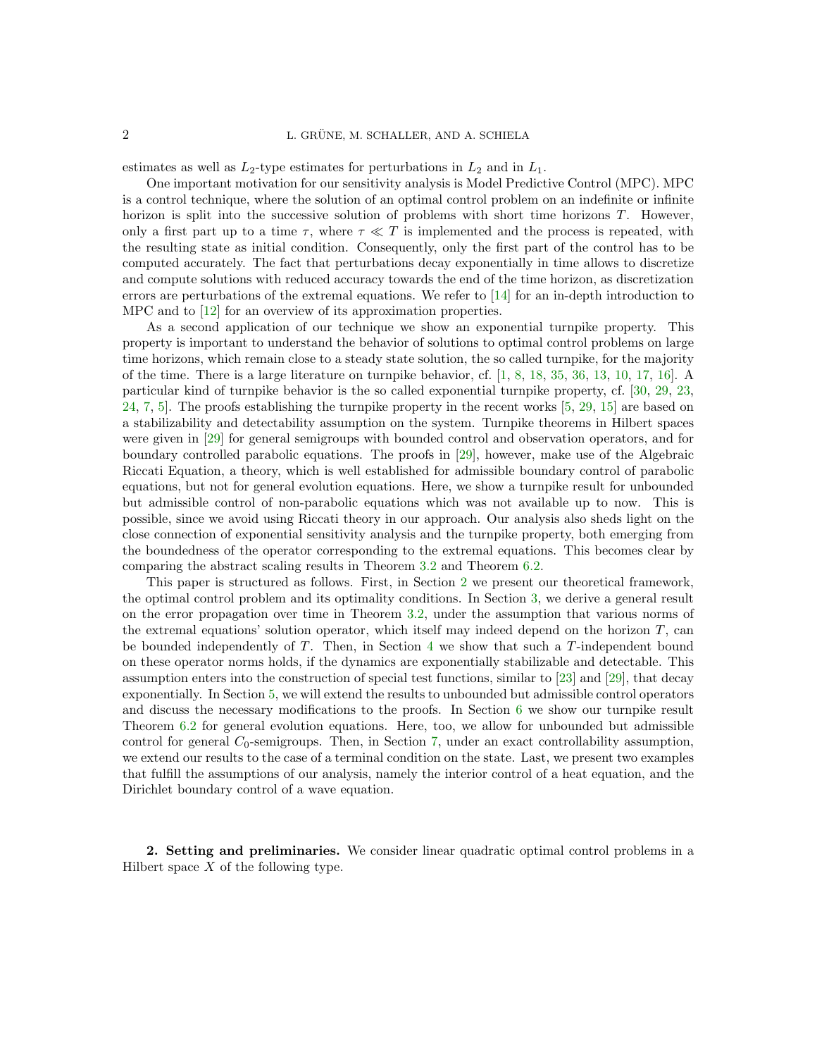estimates as well as $L_2$-type estimates for perturbations in $L_2$ and in $L_1$.

One important motivation for our sensitivity analysis is Model Predictive Control (MPC). MPC is a control technique, where the solution of an optimal control problem on an indefinite or infinite horizon is split into the successive solution of problems with short time horizons $T$. However, only a first part up to a time $\tau$, where $\tau \ll T$ is implemented and the process is repeated, with the resulting state as initial condition. Consequently, only the first part of the control has to be computed accurately. The fact that perturbations decay exponentially in time allows to discretize and compute solutions with reduced accuracy towards the end of the time horizon, as discretization errors are perturbations of the extremal equations. We refer to [14] for an in-depth introduction to MPC and to [12] for an overview of its approximation properties.

As a second application of our technique we show an exponential turnpike property. This property is important to understand the behavior of solutions to optimal control problems on large time horizons, which remain close to a steady state solution, the so called turnpike, for the majority of the time. There is a large literature on turnpike behavior, cf. [1, 8, 18, 35, 36, 13, 10, 17, 16]. A particular kind of turnpike behavior is the so called exponential turnpike property, cf. [30, 29, 23, 24, 7, 5]. The proofs establishing the turnpike property in the recent works [5, 29, 15] are based on a stabilizability and detectability assumption on the system. Turnpike theorems in Hilbert spaces were given in [29] for general semigroups with bounded control and observation operators, and for boundary controlled parabolic equations. The proofs in [29], however, make use of the Algebraic Riccati Equation, a theory, which is well established for admissible boundary control of parabolic equations, but not for general evolution equations. Here, we show a turnpike result for unbounded but admissible control of non-parabolic equations which was not available up to now. This is possible, since we avoid using Riccati theory in our approach. Our analysis also sheds light on the close connection of exponential sensitivity analysis and the turnpike property, both emerging from the boundedness of the operator corresponding to the extremal equations. This becomes clear by comparing the abstract scaling results in Theorem 3.2 and Theorem 6.2.

This paper is structured as follows. First, in Section 2 we present our theoretical framework, the optimal control problem and its optimality conditions. In Section 3, we derive a general result on the error propagation over time in Theorem 3.2, under the assumption that various norms of the extremal equations' solution operator, which itself may indeed depend on the horizon $T$, can be bounded independently of $T$. Then, in Section 4 we show that such a $T$-independent bound on these operator norms holds, if the dynamics are exponentially stabilizable and detectable. This assumption enters into the construction of special test functions, similar to [23] and [29], that decay exponentially. In Section 5, we will extend the results to unbounded but admissible control operators and discuss the necessary modifications to the proofs. In Section 6 we show our turnpike result Theorem 6.2 for general evolution equations. Here, too, we allow for unbounded but admissible control for general $C_0$-semigroups. Then, in Section 7, under an exact controllability assumption, we extend our results to the case of a terminal condition on the state. Last, we present two examples that fulfill the assumptions of our analysis, namely the interior control of a heat equation, and the Dirichlet boundary control of a wave equation.

## 2. Setting and preliminaries.

We consider linear quadratic optimal control problems in a Hilbert space $X$ of the following type.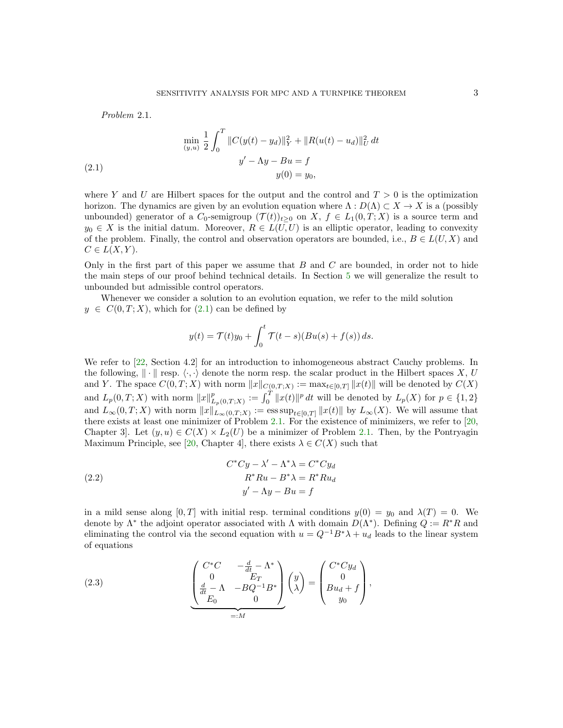*Problem* 2.1.

$$
\begin{aligned}
&\min_{(y,u)} \frac{1}{2}\int_0^T \|C(y(t)-y_d)\|_Y^2 + \|R(u(t)-u_d)\|_U^2\,dt \\
&\qquad y' - \Lambda y - Bu = f \\
&\qquad\qquad y(0) = y_0,
\end{aligned}
\tag{2.1}
$$

where $Y$ and $U$ are Hilbert spaces for the output and the control and $T > 0$ is the optimization horizon. The dynamics are given by an evolution equation where $\Lambda : D(\Lambda) \subset X \to X$ is a (possibly unbounded) generator of a $C_0$-semigroup $(\mathcal{T}(t))_{t\geq 0}$ on $X$, $f \in L_1(0,T;X)$ is a source term and $y_0 \in X$ is the initial datum. Moreover, $R \in L(U,U)$ is an elliptic operator, leading to convexity of the problem. Finally, the control and observation operators are bounded, i.e., $B \in L(U,X)$ and $C \in L(X,Y)$.

Only in the first part of this paper we assume that $B$ and $C$ are bounded, in order not to hide the main steps of our proof behind technical details. In Section 5 we will generalize the result to unbounded but admissible control operators.

Whenever we consider a solution to an evolution equation, we refer to the mild solution $y \in C(0,T;X)$, which for (2.1) can be defined by

$$
y(t) = \mathcal{T}(t)y_0 + \int_0^t \mathcal{T}(t-s)(Bu(s) + f(s))\,ds.
$$

We refer to [22, Section 4.2] for an introduction to inhomogeneous abstract Cauchy problems. In the following, $\|\cdot\|$ resp. $\langle\cdot,\cdot\rangle$ denote the norm resp. the scalar product in the Hilbert spaces $X$, $U$ and $Y$. The space $C(0,T;X)$ with norm $\|x\|_{C(0,T;X)} := \max_{t\in[0,T]}\|x(t)\|$ will be denoted by $C(X)$ and $L_p(0,T;X)$ with norm $\|x\|_{L_p(0,T;X)}^p := \int_0^T \|x(t)\|^p\,dt$ will be denoted by $L_p(X)$ for $p \in \{1,2\}$ and $L_\infty(0,T;X)$ with norm $\|x\|_{L_\infty(0,T;X)} := \operatorname{ess\,sup}_{t\in[0,T]}\|x(t)\|$ by $L_\infty(X)$. We will assume that there exists at least one minimizer of Problem 2.1. For the existence of minimizers, we refer to [20, Chapter 3]. Let $(y,u) \in C(X) \times L_2(U)$ be a minimizer of Problem 2.1. Then, by the Pontryagin Maximum Principle, see [20, Chapter 4], there exists $\lambda \in C(X)$ such that

$$
\begin{aligned}
C^*Cy - \lambda' - \Lambda^*\lambda &= C^*Cy_d \\
R^*Ru - B^*\lambda &= R^*Ru_d \\
y' - \Lambda y - Bu &= f
\end{aligned}
\tag{2.2}
$$

in a mild sense along $[0,T]$ with initial resp. terminal conditions $y(0) = y_0$ and $\lambda(T) = 0$. We denote by $\Lambda^*$ the adjoint operator associated with $\Lambda$ with domain $D(\Lambda^*)$. Defining $Q := R^*R$ and eliminating the control via the second equation with $u = Q^{-1}B^*\lambda + u_d$ leads to the linear system of equations

$$
\underbrace{\begin{pmatrix} C^*C & -\frac{d}{dt} - \Lambda^* \\ 0 & E_T \\ \frac{d}{dt} - \Lambda & -BQ^{-1}B^* \\ E_0 & 0 \end{pmatrix}}_{=:M} \begin{pmatrix} y \\ \lambda \end{pmatrix} = \begin{pmatrix} C^*Cy_d \\ 0 \\ Bu_d + f \\ y_0 \end{pmatrix},
\tag{2.3}
$$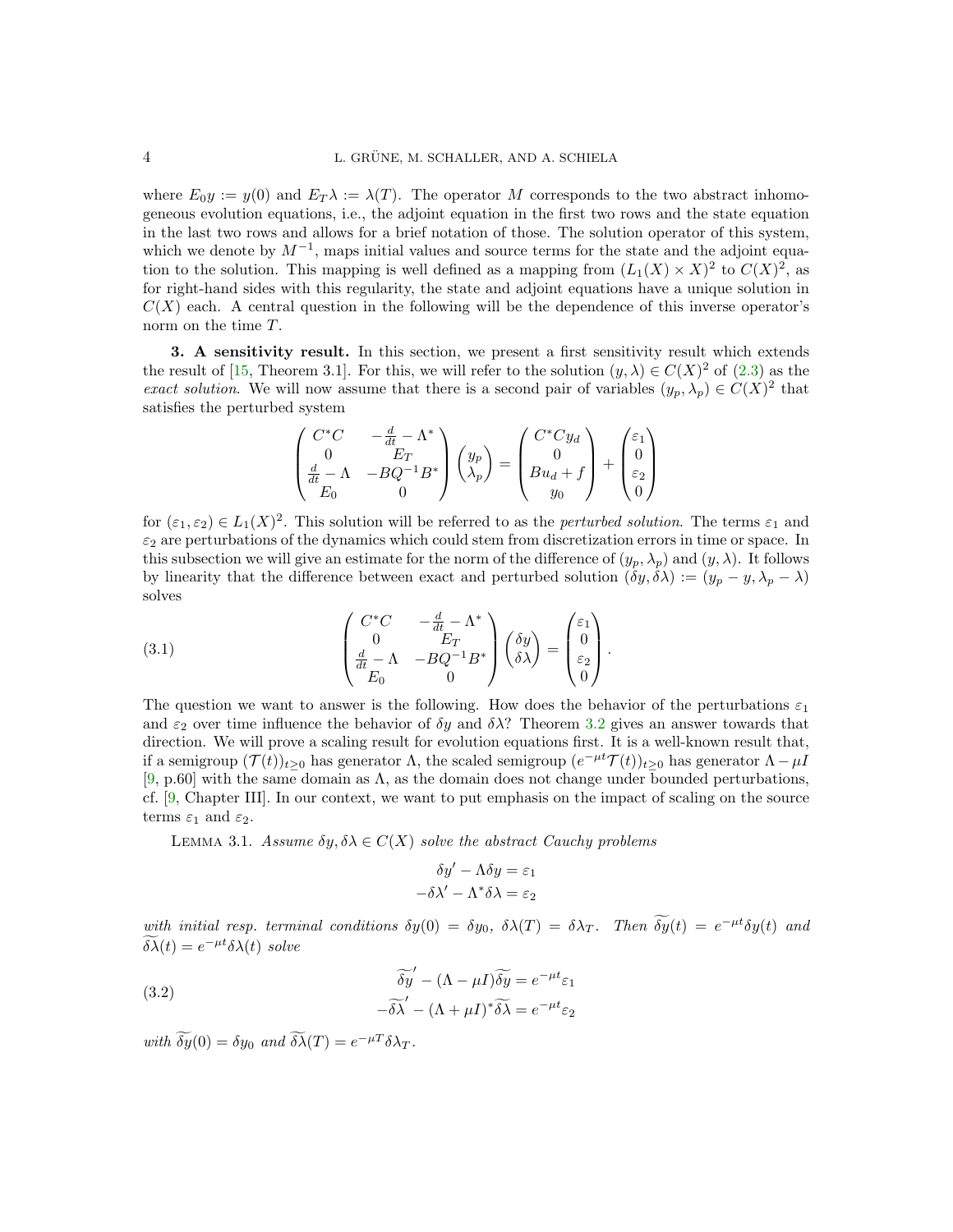where $E_0 y := y(0)$ and $E_T \lambda := \lambda(T)$. The operator $M$ corresponds to the two abstract inhomogeneous evolution equations, i.e., the adjoint equation in the first two rows and the state equation in the last two rows and allows for a brief notation of those. The solution operator of this system, which we denote by $M^{-1}$, maps initial values and source terms for the state and the adjoint equation to the solution. This mapping is well defined as a mapping from $(L_1(X) \times X)^2$ to $C(X)^2$, as for right-hand sides with this regularity, the state and adjoint equations have a unique solution in $C(X)$ each. A central question in the following will be the dependence of this inverse operator's norm on the time $T$.

**3. A sensitivity result.** In this section, we present a first sensitivity result which extends the result of [15, Theorem 3.1]. For this, we will refer to the solution $(y, \lambda) \in C(X)^2$ of (2.3) as the *exact solution*. We will now assume that there is a second pair of variables $(y_p, \lambda_p) \in C(X)^2$ that satisfies the perturbed system

$$\begin{pmatrix} C^*C & -\frac{d}{dt} - \Lambda^* \\ 0 & E_T \\ \frac{d}{dt} - \Lambda & -BQ^{-1}B^* \\ E_0 & 0 \end{pmatrix} \begin{pmatrix} y_p \\ \lambda_p \end{pmatrix} = \begin{pmatrix} C^*Cy_d \\ 0 \\ Bu_d + f \\ y_0 \end{pmatrix} + \begin{pmatrix} \varepsilon_1 \\ 0 \\ \varepsilon_2 \\ 0 \end{pmatrix}$$

for $(\varepsilon_1, \varepsilon_2) \in L_1(X)^2$. This solution will be referred to as the *perturbed solution*. The terms $\varepsilon_1$ and $\varepsilon_2$ are perturbations of the dynamics which could stem from discretization errors in time or space. In this subsection we will give an estimate for the norm of the difference of $(y_p, \lambda_p)$ and $(y, \lambda)$. It follows by linearity that the difference between exact and perturbed solution $(\delta y, \delta\lambda) := (y_p - y, \lambda_p - \lambda)$ solves

$$\begin{pmatrix} C^*C & -\frac{d}{dt} - \Lambda^* \\ 0 & E_T \\ \frac{d}{dt} - \Lambda & -BQ^{-1}B^* \\ E_0 & 0 \end{pmatrix} \begin{pmatrix} \delta y \\ \delta\lambda \end{pmatrix} = \begin{pmatrix} \varepsilon_1 \\ 0 \\ \varepsilon_2 \\ 0 \end{pmatrix}. \tag{3.1}$$

The question we want to answer is the following. How does the behavior of the perturbations $\varepsilon_1$ and $\varepsilon_2$ over time influence the behavior of $\delta y$ and $\delta\lambda$? Theorem 3.2 gives an answer towards that direction. We will prove a scaling result for evolution equations first. It is a well-known result that, if a semigroup $(\mathcal{T}(t))_{t\geq 0}$ has generator $\Lambda$, the scaled semigroup $(e^{-\mu t}\mathcal{T}(t))_{t\geq 0}$ has generator $\Lambda - \mu I$ [9, p.60] with the same domain as $\Lambda$, as the domain does not change under bounded perturbations, cf. [9, Chapter III]. In our context, we want to put emphasis on the impact of scaling on the source terms $\varepsilon_1$ and $\varepsilon_2$.

LEMMA 3.1. *Assume $\delta y, \delta\lambda \in C(X)$ solve the abstract Cauchy problems*

$$\begin{aligned} \delta y' - \Lambda \delta y &= \varepsilon_1 \\ -\delta\lambda' - \Lambda^* \delta\lambda &= \varepsilon_2 \end{aligned}$$

*with initial resp. terminal conditions $\delta y(0) = \delta y_0$, $\delta\lambda(T) = \delta\lambda_T$. Then $\widetilde{\delta y}(t) = e^{-\mu t}\delta y(t)$ and $\widetilde{\delta\lambda}(t) = e^{-\mu t}\delta\lambda(t)$ solve*

$$\begin{aligned} \widetilde{\delta y}' - (\Lambda - \mu I)\widetilde{\delta y} &= e^{-\mu t}\varepsilon_1 \\ -\widetilde{\delta\lambda}' - (\Lambda + \mu I)^*\widetilde{\delta\lambda} &= e^{-\mu t}\varepsilon_2 \end{aligned} \tag{3.2}$$

*with $\widetilde{\delta y}(0) = \delta y_0$ and $\widetilde{\delta\lambda}(T) = e^{-\mu T}\delta\lambda_T$.*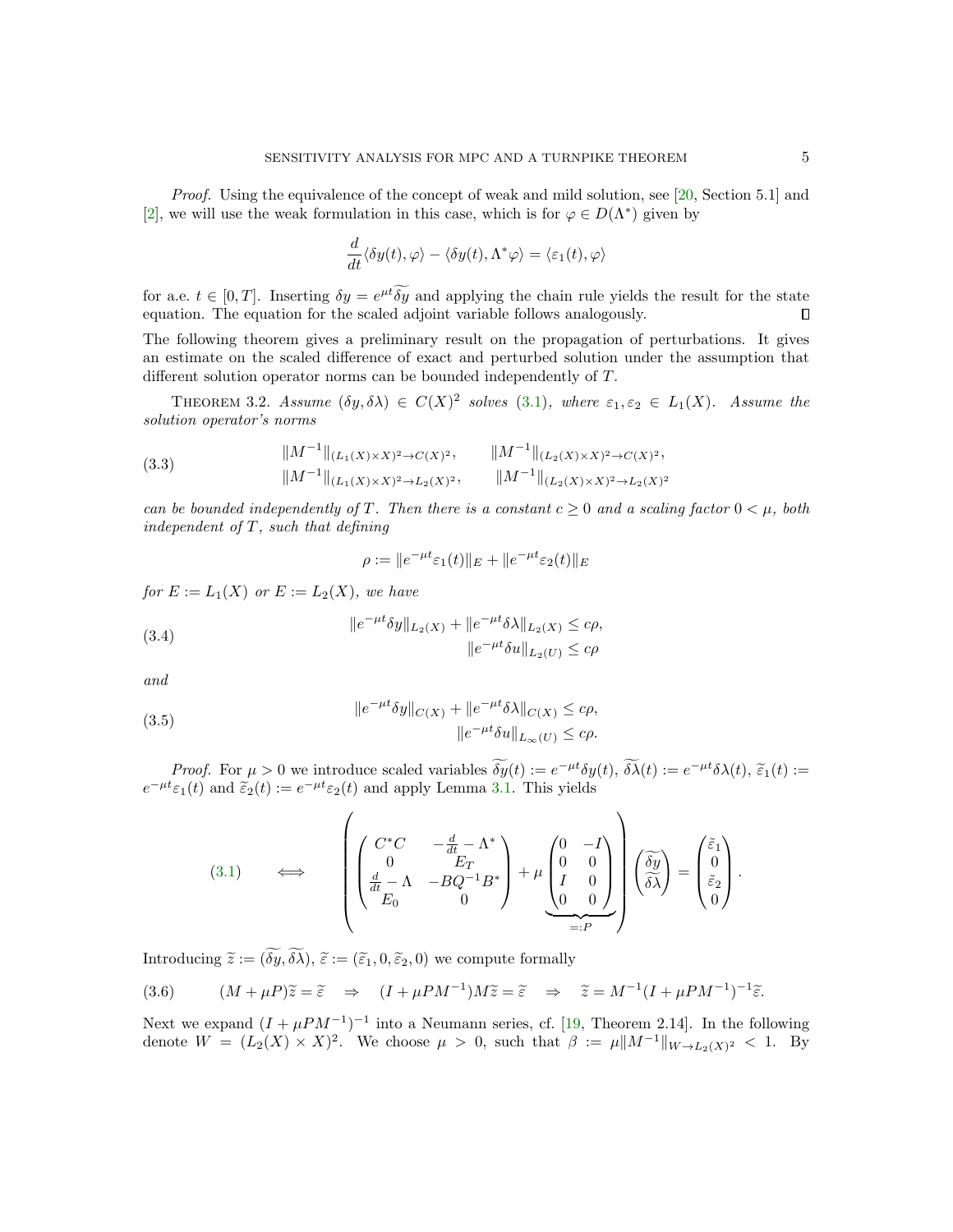*Proof.* Using the equivalence of the concept of weak and mild solution, see [20, Section 5.1] and [2], we will use the weak formulation in this case, which is for $\varphi \in D(\Lambda^*)$ given by

$$\frac{d}{dt}\langle \delta y(t), \varphi\rangle - \langle \delta y(t), \Lambda^* \varphi\rangle = \langle \varepsilon_1(t), \varphi\rangle$$

for a.e. $t \in [0,T]$. Inserting $\delta y = e^{\mu t}\widetilde{\delta y}$ and applying the chain rule yields the result for the state equation. The equation for the scaled adjoint variable follows analogously. ∎

The following theorem gives a preliminary result on the propagation of perturbations. It gives an estimate on the scaled difference of exact and perturbed solution under the assumption that different solution operator norms can be bounded independently of $T$.

**Theorem 3.2.** *Assume $(\delta y, \delta\lambda) \in C(X)^2$ solves (3.1), where $\varepsilon_1, \varepsilon_2 \in L_1(X)$. Assume the solution operator's norms*

$$\begin{aligned}
&\|M^{-1}\|_{(L_1(X)\times X)^2 \to C(X)^2}, \qquad \|M^{-1}\|_{(L_2(X)\times X)^2 \to C(X)^2},\\
&\|M^{-1}\|_{(L_1(X)\times X)^2 \to L_2(X)^2}, \qquad \|M^{-1}\|_{(L_2(X)\times X)^2 \to L_2(X)^2}
\end{aligned} \tag{3.3}$$

*can be bounded independently of $T$. Then there is a constant $c \geq 0$ and a scaling factor $0 < \mu$, both independent of $T$, such that defining*

$$\rho := \|e^{-\mu t}\varepsilon_1(t)\|_E + \|e^{-\mu t}\varepsilon_2(t)\|_E$$

*for $E := L_1(X)$ or $E := L_2(X)$, we have*

$$\begin{aligned}
\|e^{-\mu t}\delta y\|_{L_2(X)} + \|e^{-\mu t}\delta\lambda\|_{L_2(X)} &\leq c\rho,\\
\|e^{-\mu t}\delta u\|_{L_2(U)} &\leq c\rho
\end{aligned} \tag{3.4}$$

*and*

$$\begin{aligned}
\|e^{-\mu t}\delta y\|_{C(X)} + \|e^{-\mu t}\delta\lambda\|_{C(X)} &\leq c\rho,\\
\|e^{-\mu t}\delta u\|_{L_\infty(U)} &\leq c\rho.
\end{aligned} \tag{3.5}$$

*Proof.* For $\mu > 0$ we introduce scaled variables $\widetilde{\delta y}(t) := e^{-\mu t}\delta y(t)$, $\widetilde{\delta \lambda}(t) := e^{-\mu t}\delta\lambda(t)$, $\tilde{\varepsilon}_1(t) := e^{-\mu t}\varepsilon_1(t)$ and $\tilde{\varepsilon}_2(t) := e^{-\mu t}\varepsilon_2(t)$ and apply Lemma 3.1. This yields

$$(3.1) \quad \iff \quad \left( \begin{pmatrix} C^*C & -\frac{d}{dt} - \Lambda^* \\ 0 & E_T \\ \frac{d}{dt} - \Lambda & -BQ^{-1}B^* \\ E_0 & 0 \end{pmatrix} + \mu \underbrace{\begin{pmatrix} 0 & -I \\ 0 & 0 \\ I & 0 \\ 0 & 0 \end{pmatrix}}_{=:P} \right) \begin{pmatrix} \widetilde{\delta y} \\ \widetilde{\delta\lambda} \end{pmatrix} = \begin{pmatrix} \tilde{\varepsilon}_1 \\ 0 \\ \tilde{\varepsilon}_2 \\ 0 \end{pmatrix}.$$

Introducing $\tilde{z} := (\widetilde{\delta y}, \widetilde{\delta\lambda})$, $\tilde{\varepsilon} := (\tilde{\varepsilon}_1, 0, \tilde{\varepsilon}_2, 0)$ we compute formally

$$(M + \mu P)\tilde{z} = \tilde{\varepsilon} \quad \Rightarrow \quad (I + \mu P M^{-1})M\tilde{z} = \tilde{\varepsilon} \quad \Rightarrow \quad \tilde{z} = M^{-1}(I + \mu P M^{-1})^{-1}\tilde{\varepsilon}. \tag{3.6}$$

Next we expand $(I + \mu P M^{-1})^{-1}$ into a Neumann series, cf. [19, Theorem 2.14]. In the following denote $W = (L_2(X) \times X)^2$. We choose $\mu > 0$, such that $\beta := \mu\|M^{-1}\|_{W \to L_2(X)^2} < 1$. By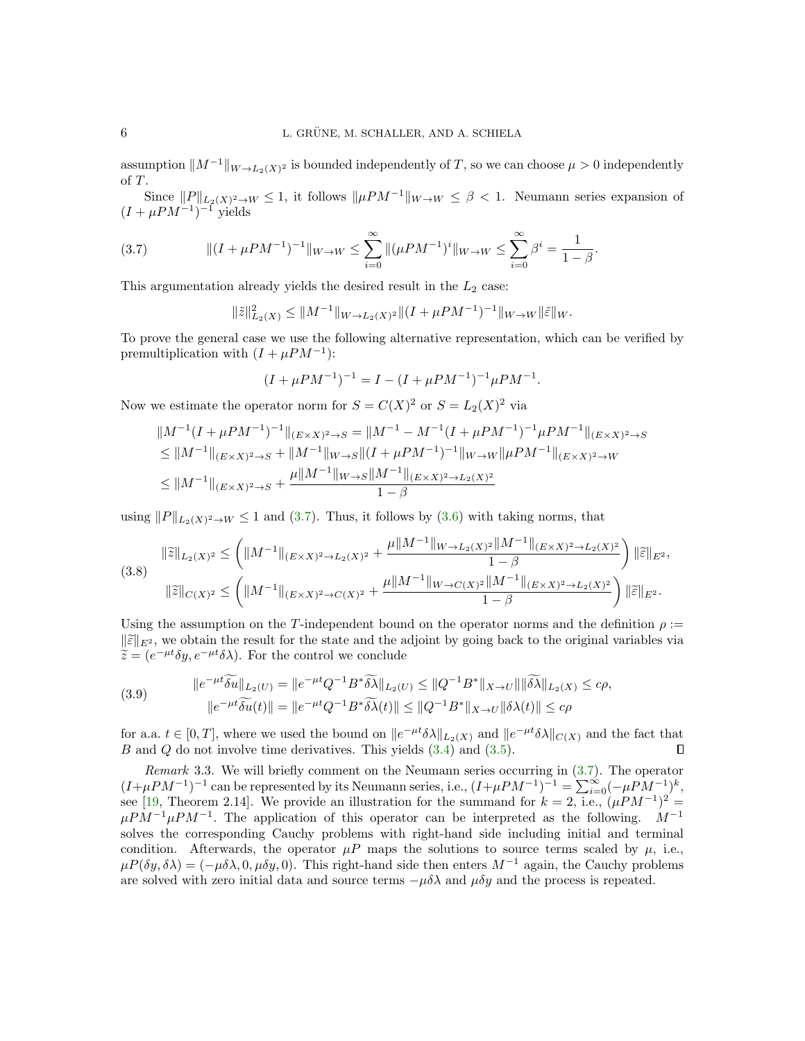assumption $\|M^{-1}\|_{W\to L_2(X)^2}$ is bounded independently of $T$, so we can choose $\mu > 0$ independently of $T$.

Since $\|P\|_{L_2(X)^2\to W} \le 1$, it follows $\|\mu P M^{-1}\|_{W\to W} \le \beta < 1$. Neumann series expansion of $(I + \mu P M^{-1})^{-1}$ yields

$$\|(I+\mu PM^{-1})^{-1}\|_{W\to W} \le \sum_{i=0}^{\infty} \|(\mu PM^{-1})^i\|_{W\to W} \le \sum_{i=0}^{\infty} \beta^i = \frac{1}{1-\beta}. \tag{3.7}$$

This argumentation already yields the desired result in the $L_2$ case:

$$\|\tilde{z}\|^2_{L_2(X)} \le \|M^{-1}\|_{W\to L_2(X)^2} \|(I+\mu PM^{-1})^{-1}\|_{W\to W} \|\tilde{\varepsilon}\|_W.$$

To prove the general case we use the following alternative representation, which can be verified by premultiplication with $(I + \mu PM^{-1})$:

$$(I+\mu PM^{-1})^{-1} = I - (I+\mu PM^{-1})^{-1}\mu PM^{-1}.$$

Now we estimate the operator norm for $S = C(X)^2$ or $S = L_2(X)^2$ via

$$\begin{aligned}
&\|M^{-1}(I+\mu PM^{-1})^{-1}\|_{(E\times X)^2\to S} = \|M^{-1} - M^{-1}(I+\mu PM^{-1})^{-1}\mu PM^{-1}\|_{(E\times X)^2\to S}\\
&\le \|M^{-1}\|_{(E\times X)^2\to S} + \|M^{-1}\|_{W\to S}\|(I+\mu PM^{-1})^{-1}\|_{W\to W}\|\mu PM^{-1}\|_{(E\times X)^2\to W}\\
&\le \|M^{-1}\|_{(E\times X)^2\to S} + \frac{\mu\|M^{-1}\|_{W\to S}\|M^{-1}\|_{(E\times X)^2\to L_2(X)^2}}{1-\beta}
\end{aligned}$$

using $\|P\|_{L_2(X)^2\to W} \le 1$ and (3.7). Thus, it follows by (3.6) with taking norms, that

$$\begin{aligned}
\|\widetilde{z}\|_{L_2(X)^2} &\le \left(\|M^{-1}\|_{(E\times X)^2\to L_2(X)^2} + \frac{\mu\|M^{-1}\|_{W\to L_2(X)^2}\|M^{-1}\|_{(E\times X)^2\to L_2(X)^2}}{1-\beta}\right)\|\widetilde{\varepsilon}\|_{E^2},\\
\|\widetilde{z}\|_{C(X)^2} &\le \left(\|M^{-1}\|_{(E\times X)^2\to C(X)^2} + \frac{\mu\|M^{-1}\|_{W\to C(X)^2}\|M^{-1}\|_{(E\times X)^2\to L_2(X)^2}}{1-\beta}\right)\|\widetilde{\varepsilon}\|_{E^2}.
\end{aligned} \tag{3.8}$$

Using the assumption on the $T$-independent bound on the operator norms and the definition $\rho := \|\widetilde{\varepsilon}\|_{E^2}$, we obtain the result for the state and the adjoint by going back to the original variables via $\widetilde{z} = (e^{-\mu t}\delta y, e^{-\mu t}\delta\lambda)$. For the control we conclude

$$\begin{aligned}
\|e^{-\mu t}\widetilde{\delta u}\|_{L_2(U)} &= \|e^{-\mu t}Q^{-1}B^*\widetilde{\delta\lambda}\|_{L_2(U)} \le \|Q^{-1}B^*\|_{X\to U}\|\widetilde{\delta\lambda}\|_{L_2(X)} \le c\rho,\\
\|e^{-\mu t}\widetilde{\delta u}(t)\| &= \|e^{-\mu t}Q^{-1}B^*\widetilde{\delta\lambda}(t)\| \le \|Q^{-1}B^*\|_{X\to U}\|\delta\lambda(t)\| \le c\rho
\end{aligned} \tag{3.9}$$

for a.a. $t \in [0, T]$, where we used the bound on $\|e^{-\mu t}\delta\lambda\|_{L_2(X)}$ and $\|e^{-\mu t}\delta\lambda\|_{C(X)}$ and the fact that $B$ and $Q$ do not involve time derivatives. This yields (3.4) and (3.5). $\square$

*Remark* 3.3. We will briefly comment on the Neumann series occurring in (3.7). The operator $(I+\mu PM^{-1})^{-1}$ can be represented by its Neumann series, i.e., $(I+\mu PM^{-1})^{-1} = \sum_{i=0}^{\infty}(-\mu PM^{-1})^k$, see [19, Theorem 2.14]. We provide an illustration for the summand for $k = 2$, i.e., $(\mu PM^{-1})^2 = \mu PM^{-1}\mu PM^{-1}$. The application of this operator can be interpreted as the following. $M^{-1}$ solves the corresponding Cauchy problems with right-hand side including initial and terminal condition. Afterwards, the operator $\mu P$ maps the solutions to source terms scaled by $\mu$, i.e., $\mu P(\delta y, \delta\lambda) = (-\mu\delta\lambda, 0, \mu\delta y, 0)$. This right-hand side then enters $M^{-1}$ again, the Cauchy problems are solved with zero initial data and source terms $-\mu\delta\lambda$ and $\mu\delta y$ and the process is repeated.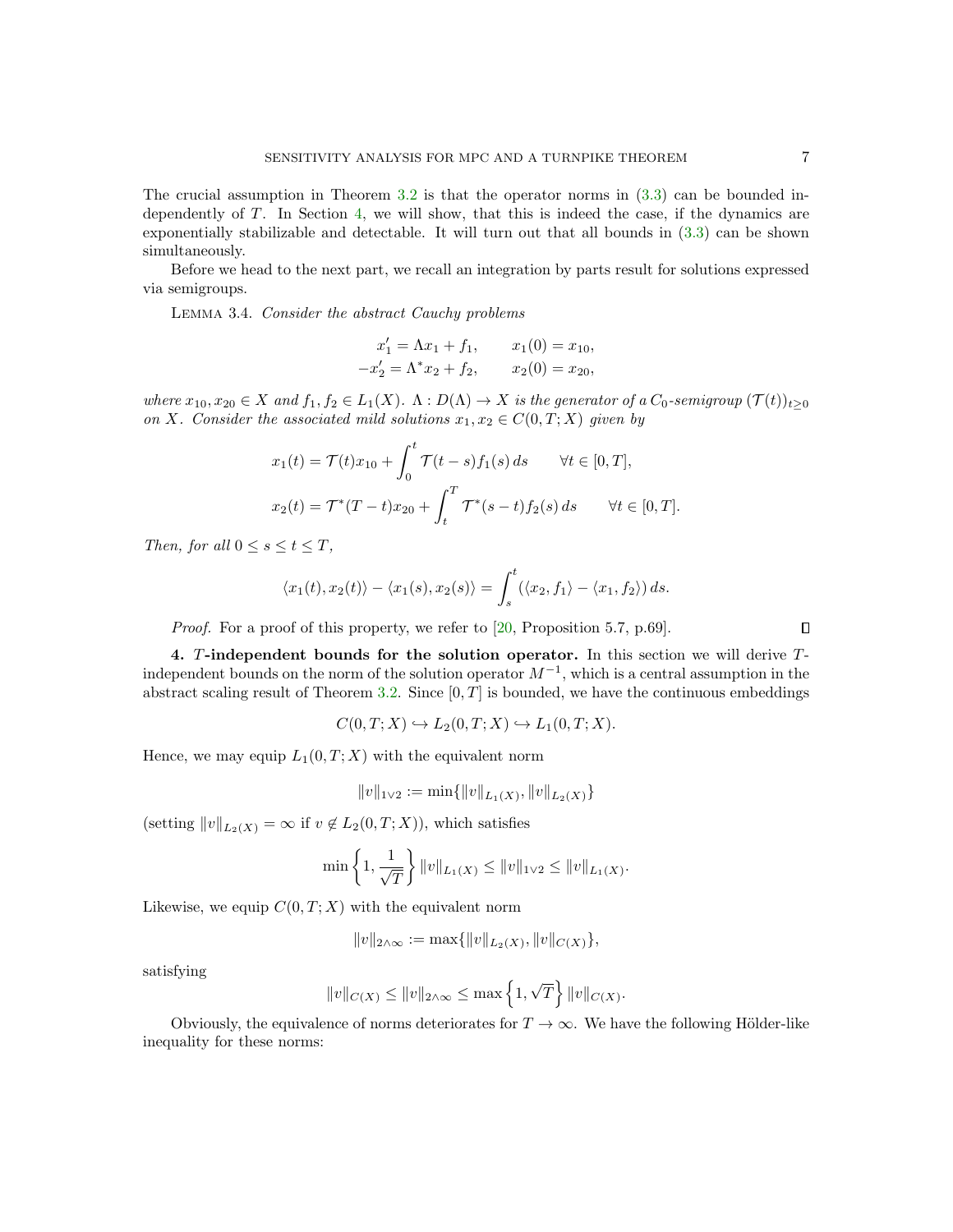The crucial assumption in Theorem 3.2 is that the operator norms in (3.3) can be bounded independently of $T$. In Section 4, we will show, that this is indeed the case, if the dynamics are exponentially stabilizable and detectable. It will turn out that all bounds in (3.3) can be shown simultaneously.

Before we head to the next part, we recall an integration by parts result for solutions expressed via semigroups.

Lemma 3.4. *Consider the abstract Cauchy problems*

$$
\begin{aligned}
x_1' &= \Lambda x_1 + f_1, \qquad x_1(0) = x_{10}, \\
-x_2' &= \Lambda^* x_2 + f_2, \qquad x_2(0) = x_{20},
\end{aligned}
$$

*where $x_{10}, x_{20} \in X$ and $f_1, f_2 \in L_1(X)$. $\Lambda : D(\Lambda) \to X$ is the generator of a $C_0$-semigroup $(\mathcal{T}(t))_{t \geq 0}$ on $X$. Consider the associated mild solutions $x_1, x_2 \in C(0,T;X)$ given by*

$$
\begin{aligned}
x_1(t) &= \mathcal{T}(t)x_{10} + \int_0^t \mathcal{T}(t-s) f_1(s)\, ds \qquad \forall t \in [0,T], \\
x_2(t) &= \mathcal{T}^*(T-t)x_{20} + \int_t^T \mathcal{T}^*(s-t) f_2(s)\, ds \qquad \forall t \in [0,T].
\end{aligned}
$$

*Then, for all $0 \leq s \leq t \leq T$,*

$$
\langle x_1(t), x_2(t) \rangle - \langle x_1(s), x_2(s) \rangle = \int_s^t \left( \langle x_2, f_1 \rangle - \langle x_1, f_2 \rangle \right) ds.
$$

*Proof.* For a proof of this property, we refer to [20, Proposition 5.7, p.69]. ∎

## 4. $T$-independent bounds for the solution operator.

In this section we will derive $T$-independent bounds on the norm of the solution operator $M^{-1}$, which is a central assumption in the abstract scaling result of Theorem 3.2. Since $[0,T]$ is bounded, we have the continuous embeddings

$$
C(0,T;X) \hookrightarrow L_2(0,T;X) \hookrightarrow L_1(0,T;X).
$$

Hence, we may equip $L_1(0,T;X)$ with the equivalent norm

$$
\|v\|_{1 \vee 2} := \min\{\|v\|_{L_1(X)}, \|v\|_{L_2(X)}\}
$$

(setting $\|v\|_{L_2(X)} = \infty$ if $v \notin L_2(0,T;X)$), which satisfies

$$
\min\left\{1, \frac{1}{\sqrt{T}}\right\} \|v\|_{L_1(X)} \leq \|v\|_{1 \vee 2} \leq \|v\|_{L_1(X)}.
$$

Likewise, we equip $C(0,T;X)$ with the equivalent norm

$$
\|v\|_{2 \wedge \infty} := \max\{\|v\|_{L_2(X)}, \|v\|_{C(X)}\},
$$

satisfying

$$
\|v\|_{C(X)} \leq \|v\|_{2 \wedge \infty} \leq \max\left\{1, \sqrt{T}\right\} \|v\|_{C(X)}.
$$

Obviously, the equivalence of norms deteriorates for $T \to \infty$. We have the following Hölder-like inequality for these norms: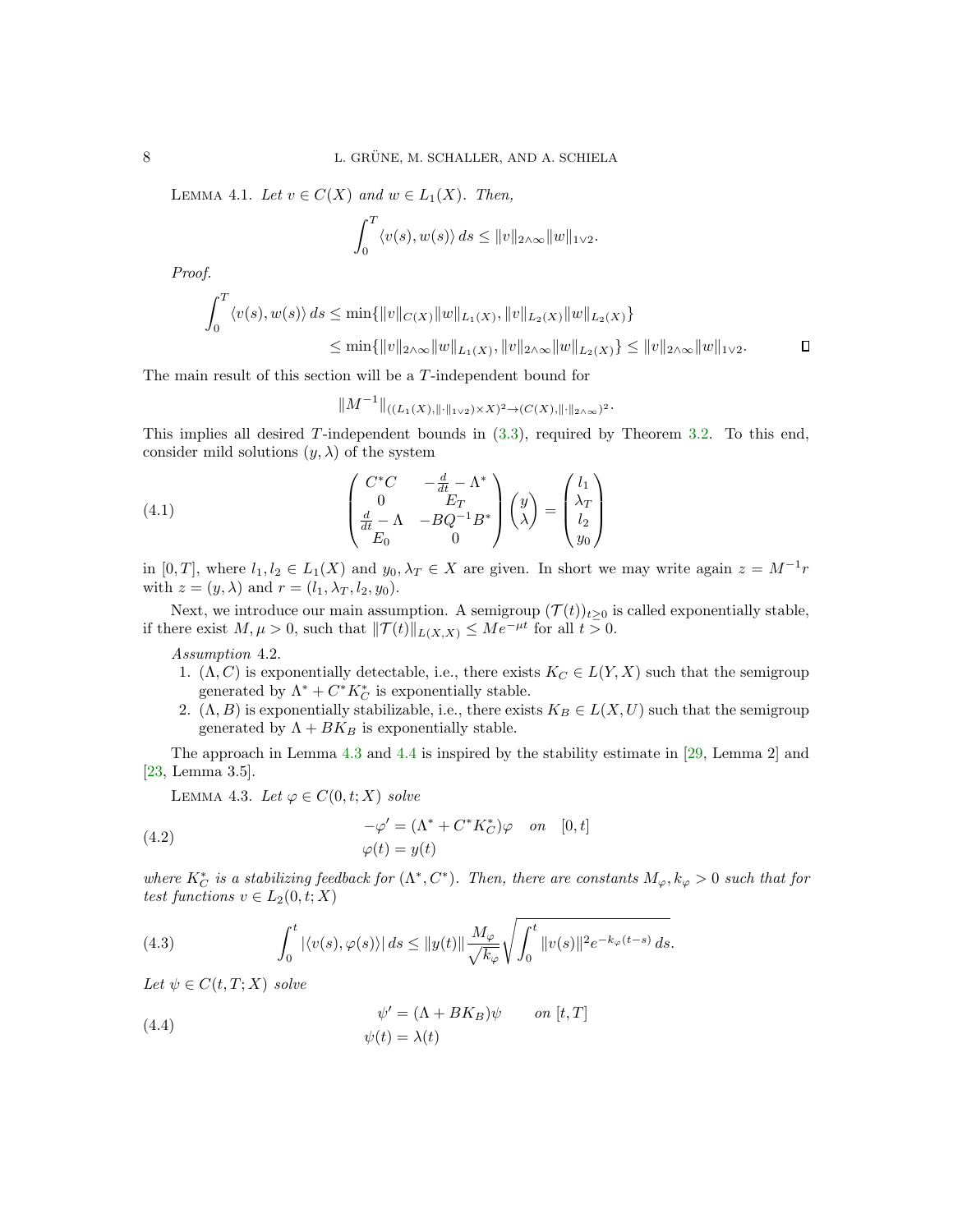Lemma 4.1. *Let $v \in C(X)$ and $w \in L_1(X)$. Then,*

$$\int_0^T \langle v(s), w(s)\rangle \, ds \le \|v\|_{2\wedge\infty}\|w\|_{1\vee 2}.$$

*Proof.*

$$\begin{aligned}\int_0^T \langle v(s), w(s)\rangle \, ds &\le \min\{\|v\|_{C(X)}\|w\|_{L_1(X)}, \|v\|_{L_2(X)}\|w\|_{L_2(X)}\} \\ &\le \min\{\|v\|_{2\wedge\infty}\|w\|_{L_1(X)}, \|v\|_{2\wedge\infty}\|w\|_{L_2(X)}\} \le \|v\|_{2\wedge\infty}\|w\|_{1\vee 2}. \end{aligned}$$

∎

The main result of this section will be a $T$-independent bound for

$$\|M^{-1}\|_{((L_1(X),\|\cdot\|_{1\vee 2})\times X)^2 \to (C(X),\|\cdot\|_{2\wedge\infty})^2}.$$

This implies all desired $T$-independent bounds in (3.3), required by Theorem 3.2. To this end, consider mild solutions $(y, \lambda)$ of the system

$$\begin{pmatrix} C^*C & -\frac{d}{dt} - \Lambda^* \\ 0 & E_T \\ \frac{d}{dt} - \Lambda & -BQ^{-1}B^* \\ E_0 & 0 \end{pmatrix} \begin{pmatrix} y \\ \lambda \end{pmatrix} = \begin{pmatrix} l_1 \\ \lambda_T \\ l_2 \\ y_0 \end{pmatrix} \tag{4.1}$$

in $[0, T]$, where $l_1, l_2 \in L_1(X)$ and $y_0, \lambda_T \in X$ are given. In short we may write again $z = M^{-1}r$ with $z = (y, \lambda)$ and $r = (l_1, \lambda_T, l_2, y_0)$.

Next, we introduce our main assumption. A semigroup $(\mathcal{T}(t))_{t\ge 0}$ is called exponentially stable, if there exist $M, \mu > 0$, such that $\|\mathcal{T}(t)\|_{L(X,X)} \le Me^{-\mu t}$ for all $t > 0$.

*Assumption* 4.2.

1. $(\Lambda, C)$ is exponentially detectable, i.e., there exists $K_C \in L(Y, X)$ such that the semigroup generated by $\Lambda^* + C^*K_C^*$ is exponentially stable.
2. $(\Lambda, B)$ is exponentially stabilizable, i.e., there exists $K_B \in L(X, U)$ such that the semigroup generated by $\Lambda + BK_B$ is exponentially stable.

The approach in Lemma 4.3 and 4.4 is inspired by the stability estimate in [29, Lemma 2] and [23, Lemma 3.5].

Lemma 4.3. *Let $\varphi \in C(0, t; X)$ solve*

$$\begin{aligned} -\varphi' &= (\Lambda^* + C^*K_C^*)\varphi \quad \text{on} \quad [0, t] \\ \varphi(t) &= y(t) \end{aligned} \tag{4.2}$$

*where $K_C^*$ is a stabilizing feedback for $(\Lambda^*, C^*)$. Then, there are constants $M_\varphi, k_\varphi > 0$ such that for test functions $v \in L_2(0, t; X)$*

$$\int_0^t |\langle v(s), \varphi(s)\rangle| \, ds \le \|y(t)\| \frac{M_\varphi}{\sqrt{k_\varphi}} \sqrt{\int_0^t \|v(s)\|^2 e^{-k_\varphi (t-s)} \, ds}. \tag{4.3}$$

*Let $\psi \in C(t, T; X)$ solve*

$$\begin{aligned} \psi' &= (\Lambda + BK_B)\psi \qquad \text{on } [t, T] \\ \psi(t) &= \lambda(t) \end{aligned} \tag{4.4}$$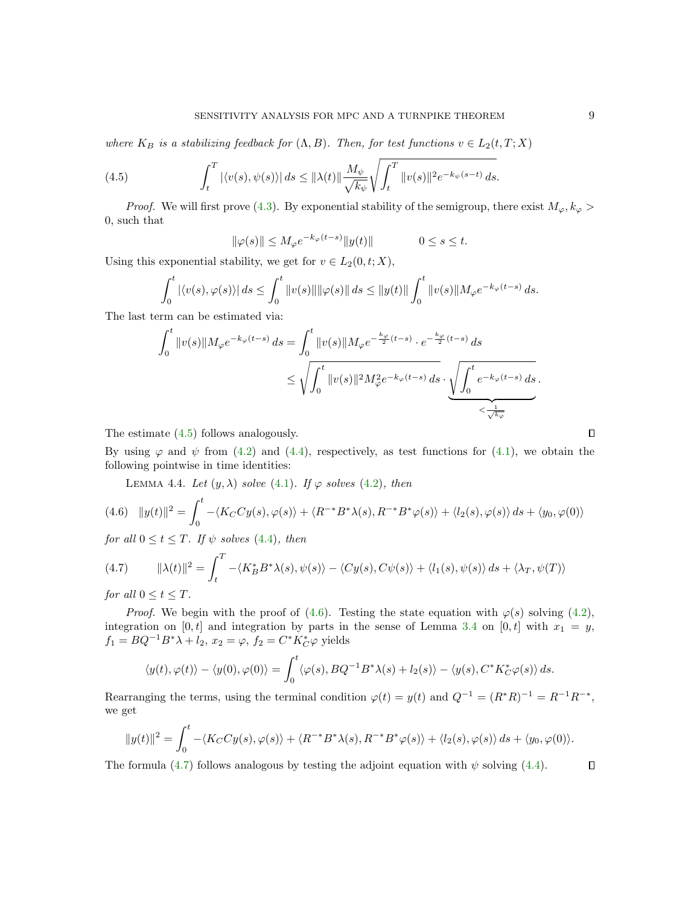*where $K_B$ is a stabilizing feedback for $(\Lambda, B)$. Then, for test functions $v \in L_2(t,T;X)$*

$$\int_t^T |\langle v(s), \psi(s)\rangle|\, ds \le \|\lambda(t)\| \frac{M_\psi}{\sqrt{k_\psi}} \sqrt{\int_t^T \|v(s)\|^2 e^{-k_\psi(s-t)}\, ds}. \tag{4.5}$$

*Proof.* We will first prove (4.3). By exponential stability of the semigroup, there exist $M_\varphi, k_\varphi > 0$, such that

$$\|\varphi(s)\| \le M_\varphi e^{-k_\varphi(t-s)} \|y(t)\| \qquad 0 \le s \le t.$$

Using this exponential stability, we get for $v \in L_2(0,t;X)$,

$$\int_0^t |\langle v(s), \varphi(s)\rangle|\, ds \le \int_0^t \|v(s)\| \|\varphi(s)\|\, ds \le \|y(t)\| \int_0^t \|v(s)\| M_\varphi e^{-k_\varphi(t-s)}\, ds.$$

The last term can be estimated via:

$$\begin{aligned}\int_0^t \|v(s)\| M_\varphi e^{-k_\varphi(t-s)}\, ds &= \int_0^t \|v(s)\| M_\varphi e^{-\frac{k_\varphi}{2}(t-s)} \cdot e^{-\frac{k_\varphi}{2}(t-s)}\, ds \\ &\le \sqrt{\int_0^t \|v(s)\|^2 M_\varphi^2 e^{-k_\varphi(t-s)}\, ds} \cdot \underbrace{\sqrt{\int_0^t e^{-k_\varphi(t-s)}\, ds}}_{< \frac{1}{\sqrt{k_\varphi}}}.\end{aligned}$$

The estimate (4.5) follows analogously. ∎

By using $\varphi$ and $\psi$ from (4.2) and (4.4), respectively, as test functions for (4.1), we obtain the following pointwise in time identities:

LEMMA 4.4. *Let $(y,\lambda)$ solve (4.1). If $\varphi$ solves (4.2), then*

$$\|y(t)\|^2 = \int_0^t -\langle K_C C y(s), \varphi(s)\rangle + \langle R^{-*}B^*\lambda(s), R^{-*}B^*\varphi(s)\rangle + \langle l_2(s), \varphi(s)\rangle\, ds + \langle y_0, \varphi(0)\rangle \tag{4.6}$$

*for all $0 \le t \le T$. If $\psi$ solves (4.4), then*

$$\|\lambda(t)\|^2 = \int_t^T -\langle K_B^* B^*\lambda(s), \psi(s)\rangle - \langle Cy(s), C\psi(s)\rangle + \langle l_1(s), \psi(s)\rangle\, ds + \langle \lambda_T, \psi(T)\rangle \tag{4.7}$$

*for all $0 \le t \le T$.*

*Proof.* We begin with the proof of (4.6). Testing the state equation with $\varphi(s)$ solving (4.2), integration on $[0,t]$ and integration by parts in the sense of Lemma 3.4 on $[0,t]$ with $x_1 = y$, $f_1 = BQ^{-1}B^*\lambda + l_2$, $x_2 = \varphi$, $f_2 = C^*K_C^*\varphi$ yields

$$\langle y(t), \varphi(t)\rangle - \langle y(0), \varphi(0)\rangle = \int_0^t \langle \varphi(s), BQ^{-1}B^*\lambda(s) + l_2(s)\rangle - \langle y(s), C^*K_C^*\varphi(s)\rangle\, ds.$$

Rearranging the terms, using the terminal condition $\varphi(t) = y(t)$ and $Q^{-1} = (R^*R)^{-1} = R^{-1}R^{-*}$, we get

$$\|y(t)\|^2 = \int_0^t -\langle K_C C y(s), \varphi(s)\rangle + \langle R^{-*}B^*\lambda(s), R^{-*}B^*\varphi(s)\rangle + \langle l_2(s), \varphi(s)\rangle\, ds + \langle y_0, \varphi(0)\rangle.$$

The formula (4.7) follows analogous by testing the adjoint equation with $\psi$ solving (4.4). ∎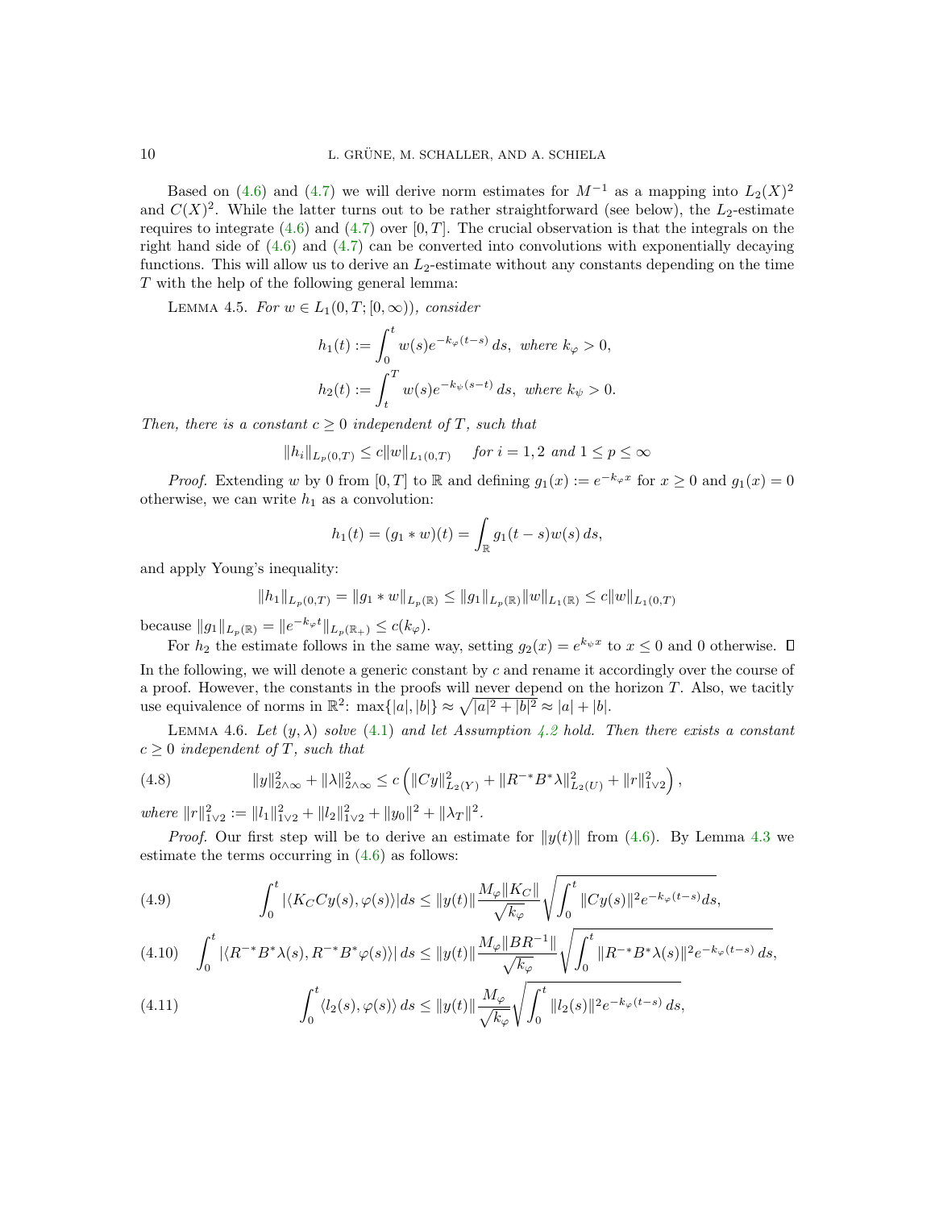Based on (4.6) and (4.7) we will derive norm estimates for $M^{-1}$ as a mapping into $L_2(X)^2$ and $C(X)^2$. While the latter turns out to be rather straightforward (see below), the $L_2$-estimate requires to integrate (4.6) and (4.7) over $[0,T]$. The crucial observation is that the integrals on the right hand side of (4.6) and (4.7) can be converted into convolutions with exponentially decaying functions. This will allow us to derive an $L_2$-estimate without any constants depending on the time $T$ with the help of the following general lemma:

LEMMA 4.5. *For $w \in L_1(0,T;[0,\infty))$, consider*

$$h_1(t) := \int_0^t w(s)e^{-k_\varphi(t-s)}\,ds, \text{ where } k_\varphi > 0,$$
$$h_2(t) := \int_t^T w(s)e^{-k_\psi(s-t)}\,ds, \text{ where } k_\psi > 0.$$

*Then, there is a constant $c \geq 0$ independent of $T$, such that*

$$\|h_i\|_{L_p(0,T)} \leq c\|w\|_{L_1(0,T)} \quad \text{for } i = 1,2 \text{ and } 1 \leq p \leq \infty$$

*Proof.* Extending $w$ by 0 from $[0,T]$ to $\mathbb{R}$ and defining $g_1(x) := e^{-k_\varphi x}$ for $x \geq 0$ and $g_1(x) = 0$ otherwise, we can write $h_1$ as a convolution:

$$h_1(t) = (g_1 * w)(t) = \int_{\mathbb{R}} g_1(t-s)w(s)\,ds,$$

and apply Young's inequality:

$$\|h_1\|_{L_p(0,T)} = \|g_1 * w\|_{L_p(\mathbb{R})} \leq \|g_1\|_{L_p(\mathbb{R})}\|w\|_{L_1(\mathbb{R})} \leq c\|w\|_{L_1(0,T)}$$

because $\|g_1\|_{L_p(\mathbb{R})} = \|e^{-k_\varphi t}\|_{L_p(\mathbb{R}_+)} \leq c(k_\varphi)$.

For $h_2$ the estimate follows in the same way, setting $g_2(x) = e^{k_\psi x}$ to $x \leq 0$ and 0 otherwise. $\square$

In the following, we will denote a generic constant by $c$ and rename it accordingly over the course of a proof. However, the constants in the proofs will never depend on the horizon $T$. Also, we tacitly use equivalence of norms in $\mathbb{R}^2$: $\max\{|a|,|b|\} \approx \sqrt{|a|^2+|b|^2} \approx |a|+|b|$.

LEMMA 4.6. *Let $(y,\lambda)$ solve (4.1) and let Assumption 4.2 hold. Then there exists a constant $c \geq 0$ independent of $T$, such that*

$$\|y\|^2_{2\wedge\infty} + \|\lambda\|^2_{2\wedge\infty} \leq c\left(\|Cy\|^2_{L_2(Y)} + \|R^{-*}B^*\lambda\|^2_{L_2(U)} + \|r\|^2_{1\vee 2}\right), \tag{4.8}$$

*where $\|r\|^2_{1\vee 2} := \|l_1\|^2_{1\vee 2} + \|l_2\|^2_{1\vee 2} + \|y_0\|^2 + \|\lambda_T\|^2$.*

*Proof.* Our first step will be to derive an estimate for $\|y(t)\|$ from (4.6). By Lemma 4.3 we estimate the terms occurring in (4.6) as follows:

$$\int_0^t |\langle K_C Cy(s), \varphi(s)\rangle| ds \leq \|y(t)\| \frac{M_\varphi \|K_C\|}{\sqrt{k_\varphi}} \sqrt{\int_0^t \|Cy(s)\|^2 e^{-k_\varphi(t-s)} ds}, \tag{4.9}$$

$$\int_0^t |\langle R^{-*}B^*\lambda(s), R^{-*}B^*\varphi(s)\rangle|\,ds \leq \|y(t)\| \frac{M_\varphi \|BR^{-1}\|}{\sqrt{k_\varphi}} \sqrt{\int_0^t \|R^{-*}B^*\lambda(s)\|^2 e^{-k_\varphi(t-s)}\,ds}, \tag{4.10}$$

$$\int_0^t \langle l_2(s), \varphi(s)\rangle\,ds \leq \|y(t)\| \frac{M_\varphi}{\sqrt{k_\varphi}} \sqrt{\int_0^t \|l_2(s)\|^2 e^{-k_\varphi(t-s)}\,ds}, \tag{4.11}$$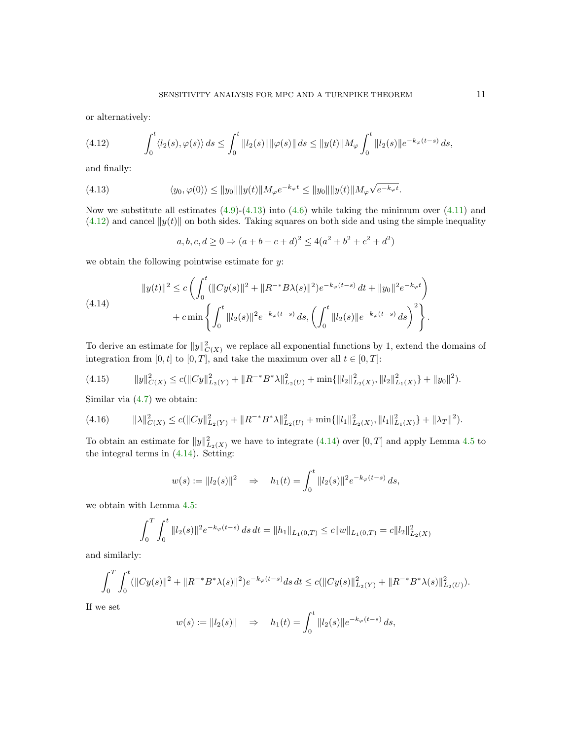or alternatively:

$$
\int_0^t \langle l_2(s), \varphi(s)\rangle\, ds \le \int_0^t \|l_2(s)\|\|\varphi(s)\|\, ds \le \|y(t)\| M_\varphi \int_0^t \|l_2(s)\| e^{-k_\varphi (t-s)}\, ds, \tag{4.12}
$$

and finally:

$$
\langle y_0, \varphi(0)\rangle \le \|y_0\|\|y(t)\| M_\varphi e^{-k_\varphi t} \le \|y_0\|\|y(t)\| M_\varphi \sqrt{e^{-k_\varphi t}}. \tag{4.13}
$$

Now we substitute all estimates (4.9)-(4.13) into (4.6) while taking the minimum over (4.11) and (4.12) and cancel $\|y(t)\|$ on both sides. Taking squares on both side and using the simple inequality

$$
a, b, c, d \ge 0 \Rightarrow (a+b+c+d)^2 \le 4(a^2+b^2+c^2+d^2)
$$

we obtain the following pointwise estimate for $y$:

$$
\begin{aligned}
\|y(t)\|^2 &\le c\left(\int_0^t (\|Cy(s)\|^2 + \|R^{-*}B\lambda(s)\|^2) e^{-k_\varphi (t-s)}\, dt + \|y_0\|^2 e^{-k_\varphi t}\right) \\
&\quad + c\min\left\{\int_0^t \|l_2(s)\|^2 e^{-k_\varphi (t-s)}\, ds, \left(\int_0^t \|l_2(s)\| e^{-k_\varphi (t-s)}\, ds\right)^2\right\}.
\end{aligned} \tag{4.14}
$$

To derive an estimate for $\|y\|^2_{C(X)}$ we replace all exponential functions by 1, extend the domains of integration from $[0,t]$ to $[0,T]$, and take the maximum over all $t \in [0,T]$:

$$
\|y\|^2_{C(X)} \le c(\|Cy\|^2_{L_2(Y)} + \|R^{-*}B^*\lambda\|^2_{L_2(U)} + \min\{\|l_2\|^2_{L_2(X)}, \|l_2\|^2_{L_1(X)}\} + \|y_0\|^2). \tag{4.15}
$$

Similar via (4.7) we obtain:

$$
\|\lambda\|^2_{C(X)} \le c(\|Cy\|^2_{L_2(Y)} + \|R^{-*}B^*\lambda\|^2_{L_2(U)} + \min\{\|l_1\|^2_{L_2(X)}, \|l_1\|^2_{L_1(X)}\} + \|\lambda_T\|^2). \tag{4.16}
$$

To obtain an estimate for $\|y\|^2_{L_2(X)}$ we have to integrate (4.14) over $[0,T]$ and apply Lemma 4.5 to the integral terms in (4.14). Setting:

$$
w(s) := \|l_2(s)\|^2 \quad \Rightarrow \quad h_1(t) = \int_0^t \|l_2(s)\|^2 e^{-k_\varphi (t-s)}\, ds,
$$

we obtain with Lemma 4.5:

$$
\int_0^T \int_0^t \|l_2(s)\|^2 e^{-k_\varphi (t-s)}\, ds\, dt = \|h_1\|_{L_1(0,T)} \le c\|w\|_{L_1(0,T)} = c\|l_2\|^2_{L_2(X)}
$$

and similarly:

$$
\int_0^T \int_0^t (\|Cy(s)\|^2 + \|R^{-*}B^*\lambda(s)\|^2) e^{-k_\varphi (t-s)} ds\, dt \le c(\|Cy(s)\|^2_{L_2(Y)} + \|R^{-*}B^*\lambda(s)\|^2_{L_2(U)}).
$$

If we set

$$
w(s) := \|l_2(s)\| \quad \Rightarrow \quad h_1(t) = \int_0^t \|l_2(s)\| e^{-k_\varphi (t-s)}\, ds,
$$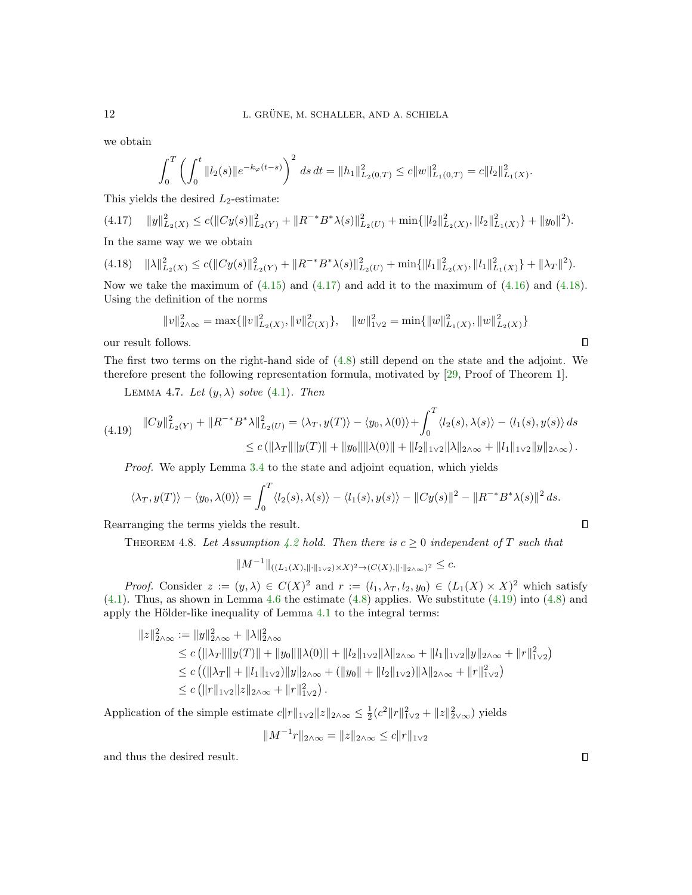we obtain

$$\int_0^T \left( \int_0^t \|l_2(s)\| e^{-k_\varphi (t-s)} \right)^2 ds\, dt = \|h_1\|^2_{L_2(0,T)} \leq c\|w\|^2_{L_1(0,T)} = c\|l_2\|^2_{L_1(X)}.$$

This yields the desired $L_2$-estimate:

$$\|y\|^2_{L_2(X)} \leq c(\|Cy(s)\|^2_{L_2(Y)} + \|R^{-*}B^*\lambda(s)\|^2_{L_2(U)} + \min\{\|l_2\|^2_{L_2(X)}, \|l_2\|^2_{L_1(X)}\} + \|y_0\|^2). \tag{4.17}$$

In the same way we we obtain

$$\|\lambda\|^2_{L_2(X)} \leq c(\|Cy(s)\|^2_{L_2(Y)} + \|R^{-*}B^*\lambda(s)\|^2_{L_2(U)} + \min\{\|l_1\|^2_{L_2(X)}, \|l_1\|^2_{L_1(X)}\} + \|\lambda_T\|^2). \tag{4.18}$$

Now we take the maximum of (4.15) and (4.17) and add it to the maximum of (4.16) and (4.18). Using the definition of the norms

$$\|v\|^2_{2\wedge\infty} = \max\{\|v\|^2_{L_2(X)}, \|v\|^2_{C(X)}\}, \quad \|w\|^2_{1\vee 2} = \min\{\|w\|^2_{L_1(X)}, \|w\|^2_{L_2(X)}\}$$

our result follows. ∎

The first two terms on the right-hand side of (4.8) still depend on the state and the adjoint. We therefore present the following representation formula, motivated by [29, Proof of Theorem 1].

**Lemma 4.7.** *Let $(y, \lambda)$ solve (4.1). Then*

$$\begin{aligned} \|Cy\|^2_{L_2(Y)} + \|R^{-*}B^*\lambda\|^2_{L_2(U)} &= \langle \lambda_T, y(T)\rangle - \langle y_0, \lambda(0)\rangle + \int_0^T \langle l_2(s), \lambda(s)\rangle - \langle l_1(s), y(s)\rangle\, ds \\ &\leq c\left(\|\lambda_T\|\|y(T)\| + \|y_0\|\|\lambda(0)\| + \|l_2\|_{1\vee 2}\|\lambda\|_{2\wedge\infty} + \|l_1\|_{1\vee 2}\|y\|_{2\wedge\infty}\right). \end{aligned} \tag{4.19}$$

*Proof.* We apply Lemma 3.4 to the state and adjoint equation, which yields

$$\langle \lambda_T, y(T)\rangle - \langle y_0, \lambda(0)\rangle = \int_0^T \langle l_2(s), \lambda(s)\rangle - \langle l_1(s), y(s)\rangle - \|Cy(s)\|^2 - \|R^{-*}B^*\lambda(s)\|^2\, ds.$$

Rearranging the terms yields the result. ∎

**Theorem 4.8.** *Let Assumption 4.2 hold. Then there is $c \geq 0$ independent of $T$ such that*

$$\|M^{-1}\|_{((L_1(X), \|\cdot\|_{1\vee 2})\times X)^2 \to (C(X), \|\cdot\|_{2\wedge\infty})^2} \leq c.$$

*Proof.* Consider $z := (y, \lambda) \in C(X)^2$ and $r := (l_1, \lambda_T, l_2, y_0) \in (L_1(X) \times X)^2$ which satisfy (4.1). Thus, as shown in Lemma 4.6 the estimate (4.8) applies. We substitute (4.19) into (4.8) and apply the Hölder-like inequality of Lemma 4.1 to the integral terms:

$$\begin{aligned} \|z\|^2_{2\wedge\infty} &:= \|y\|^2_{2\wedge\infty} + \|\lambda\|^2_{2\wedge\infty} \\ &\leq c\left(\|\lambda_T\|\|y(T)\| + \|y_0\|\|\lambda(0)\| + \|l_2\|_{1\vee 2}\|\lambda\|_{2\wedge\infty} + \|l_1\|_{1\vee 2}\|y\|_{2\wedge\infty} + \|r\|^2_{1\vee 2}\right) \\ &\leq c\left((\|\lambda_T\| + \|l_1\|_{1\vee 2})\|y\|_{2\wedge\infty} + (\|y_0\| + \|l_2\|_{1\vee 2})\|\lambda\|_{2\wedge\infty} + \|r\|^2_{1\vee 2}\right) \\ &\leq c\left(\|r\|_{1\vee 2}\|z\|_{2\wedge\infty} + \|r\|^2_{1\vee 2}\right). \end{aligned}$$

Application of the simple estimate $c\|r\|_{1\vee 2}\|z\|_{2\wedge\infty} \leq \frac{1}{2}(c^2\|r\|^2_{1\vee 2} + \|z\|^2_{2\vee\infty})$ yields

$$\|M^{-1}r\|_{2\wedge\infty} = \|z\|_{2\wedge\infty} \leq c\|r\|_{1\vee 2}$$

and thus the desired result. ∎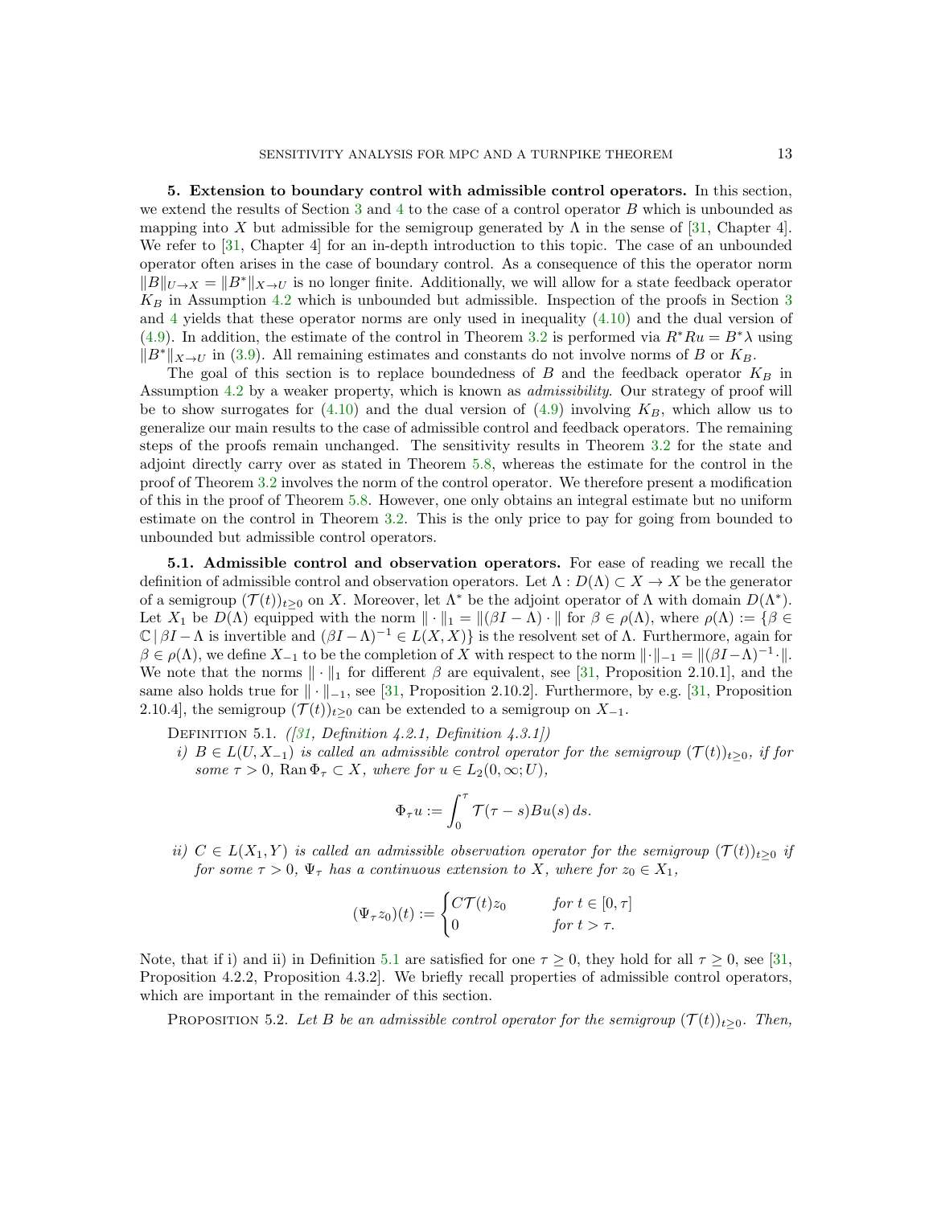**5. Extension to boundary control with admissible control operators.** In this section, we extend the results of Section 3 and 4 to the case of a control operator $B$ which is unbounded as mapping into $X$ but admissible for the semigroup generated by $\Lambda$ in the sense of [31, Chapter 4]. We refer to [31, Chapter 4] for an in-depth introduction to this topic. The case of an unbounded operator often arises in the case of boundary control. As a consequence of this the operator norm $\|B\|_{U\to X} = \|B^*\|_{X\to U}$ is no longer finite. Additionally, we will allow for a state feedback operator $K_B$ in Assumption 4.2 which is unbounded but admissible. Inspection of the proofs in Section 3 and 4 yields that these operator norms are only used in inequality (4.10) and the dual version of (4.9). In addition, the estimate of the control in Theorem 3.2 is performed via $R^*Ru = B^*\lambda$ using $\|B^*\|_{X\to U}$ in (3.9). All remaining estimates and constants do not involve norms of $B$ or $K_B$.

The goal of this section is to replace boundedness of $B$ and the feedback operator $K_B$ in Assumption 4.2 by a weaker property, which is known as *admissibility*. Our strategy of proof will be to show surrogates for (4.10) and the dual version of (4.9) involving $K_B$, which allow us to generalize our main results to the case of admissible control and feedback operators. The remaining steps of the proofs remain unchanged. The sensitivity results in Theorem 3.2 for the state and adjoint directly carry over as stated in Theorem 5.8, whereas the estimate for the control in the proof of Theorem 3.2 involves the norm of the control operator. We therefore present a modification of this in the proof of Theorem 5.8. However, one only obtains an integral estimate but no uniform estimate on the control in Theorem 3.2. This is the only price to pay for going from bounded to unbounded but admissible control operators.

**5.1. Admissible control and observation operators.** For ease of reading we recall the definition of admissible control and observation operators. Let $\Lambda : D(\Lambda) \subset X \to X$ be the generator of a semigroup $(\mathcal{T}(t))_{t\geq 0}$ on $X$. Moreover, let $\Lambda^*$ be the adjoint operator of $\Lambda$ with domain $D(\Lambda^*)$. Let $X_1$ be $D(\Lambda)$ equipped with the norm $\|\cdot\|_1 = \|(\beta I - \Lambda)\cdot\|$ for $\beta \in \rho(\Lambda)$, where $\rho(\Lambda) := \{\beta \in \mathbb{C} \,|\, \beta I - \Lambda$ is invertible and $(\beta I - \Lambda)^{-1} \in L(X, X)\}$ is the resolvent set of $\Lambda$. Furthermore, again for $\beta \in \rho(\Lambda)$, we define $X_{-1}$ to be the completion of $X$ with respect to the norm $\|\cdot\|_{-1} = \|(\beta I - \Lambda)^{-1}\cdot\|$. We note that the norms $\|\cdot\|_1$ for different $\beta$ are equivalent, see [31, Proposition 2.10.1], and the same also holds true for $\|\cdot\|_{-1}$, see [31, Proposition 2.10.2]. Furthermore, by e.g. [31, Proposition 2.10.4], the semigroup $(\mathcal{T}(t))_{t\geq 0}$ can be extended to a semigroup on $X_{-1}$.

Definition 5.1. *([31, Definition 4.2.1, Definition 4.3.1])*

*i) $B \in L(U, X_{-1})$ is called an admissible control operator for the semigroup $(\mathcal{T}(t))_{t\geq 0}$, if for some $\tau > 0$, $\operatorname{Ran}\Phi_\tau \subset X$, where for $u \in L_2(0, \infty; U)$,*

$$\Phi_\tau u := \int_0^\tau \mathcal{T}(\tau - s)Bu(s)\, ds.$$

*ii) $C \in L(X_1, Y)$ is called an admissible observation operator for the semigroup $(\mathcal{T}(t))_{t\geq 0}$ if for some $\tau > 0$, $\Psi_\tau$ has a continuous extension to $X$, where for $z_0 \in X_1$,*

$$(\Psi_\tau z_0)(t) := \begin{cases} C\mathcal{T}(t)z_0 & \text{for } t \in [0, \tau] \\ 0 & \text{for } t > \tau. \end{cases}$$

Note, that if i) and ii) in Definition 5.1 are satisfied for one $\tau \geq 0$, they hold for all $\tau \geq 0$, see [31, Proposition 4.2.2, Proposition 4.3.2]. We briefly recall properties of admissible control operators, which are important in the remainder of this section.

Proposition 5.2. *Let $B$ be an admissible control operator for the semigroup $(\mathcal{T}(t))_{t\geq 0}$. Then,*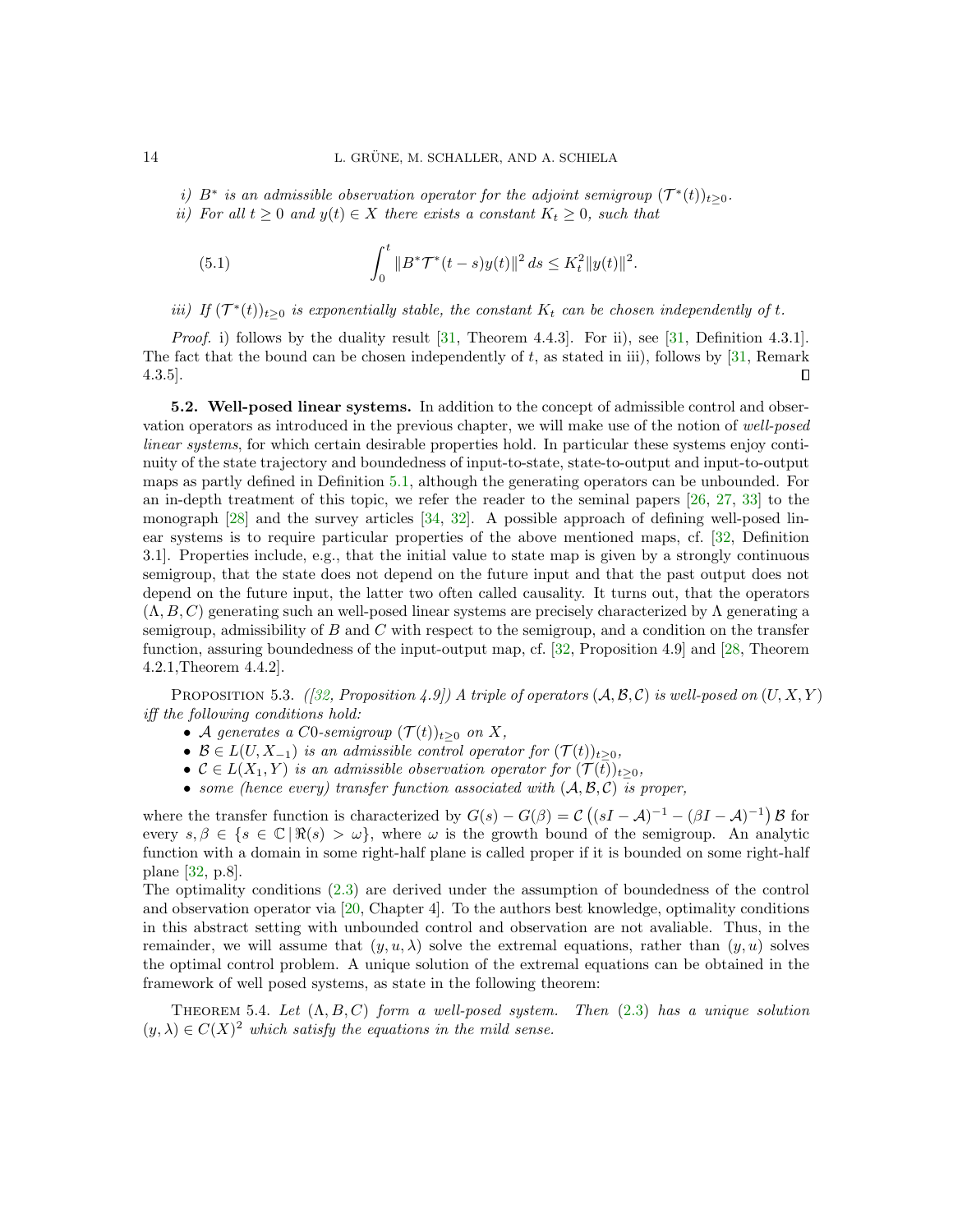*i)* $B^*$ *is an admissible observation operator for the adjoint semigroup* $(\mathcal{T}^*(t))_{t\geq 0}$*.*

*ii) For all* $t \geq 0$ *and* $y(t) \in X$ *there exists a constant* $K_t \geq 0$*, such that*

$$\int_0^t \|B^*\mathcal{T}^*(t-s)y(t)\|^2\, ds \leq K_t^2 \|y(t)\|^2. \tag{5.1}$$

*iii) If* $(\mathcal{T}^*(t))_{t\geq 0}$ *is exponentially stable, the constant* $K_t$ *can be chosen independently of* $t$*.*

*Proof.* i) follows by the duality result [31, Theorem 4.4.3]. For ii), see [31, Definition 4.3.1]. The fact that the bound can be chosen independently of $t$, as stated in iii), follows by [31, Remark 4.3.5]. □

**5.2. Well-posed linear systems.** In addition to the concept of admissible control and observation operators as introduced in the previous chapter, we will make use of the notion of *well-posed linear systems*, for which certain desirable properties hold. In particular these systems enjoy continuity of the state trajectory and boundedness of input-to-state, state-to-output and input-to-output maps as partly defined in Definition 5.1, although the generating operators can be unbounded. For an in-depth treatment of this topic, we refer the reader to the seminal papers [26, 27, 33] to the monograph [28] and the survey articles [34, 32]. A possible approach of defining well-posed linear systems is to require particular properties of the above mentioned maps, cf. [32, Definition 3.1]. Properties include, e.g., that the initial value to state map is given by a strongly continuous semigroup, that the state does not depend on the future input and that the past output does not depend on the future input, the latter two often called causality. It turns out, that the operators $(\Lambda, B, C)$ generating such an well-posed linear systems are precisely characterized by $\Lambda$ generating a semigroup, admissibility of $B$ and $C$ with respect to the semigroup, and a condition on the transfer function, assuring boundedness of the input-output map, cf. [32, Proposition 4.9] and [28, Theorem 4.2.1,Theorem 4.4.2].

Proposition 5.3. *([32, Proposition 4.9]) A triple of operators* $(\mathcal{A}, \mathcal{B}, \mathcal{C})$ *is well-posed on* $(U, X, Y)$ *iff the following conditions hold:*

- $\mathcal{A}$ *generates a* $C0$*-semigroup* $(\mathcal{T}(t))_{t\geq 0}$ *on* $X$*,*
- $\mathcal{B} \in L(U, X_{-1})$ *is an admissible control operator for* $(\mathcal{T}(t))_{t\geq 0}$*,*
- $\mathcal{C} \in L(X_1, Y)$ *is an admissible observation operator for* $(\mathcal{T}(t))_{t\geq 0}$*,*
- *some (hence every) transfer function associated with* $(\mathcal{A}, \mathcal{B}, \mathcal{C})$ *is proper,*

where the transfer function is characterized by $G(s) - G(\beta) = \mathcal{C}\left((sI - \mathcal{A})^{-1} - (\beta I - \mathcal{A})^{-1}\right)\mathcal{B}$ for every $s, \beta \in \{s \in \mathbb{C} \,|\, \Re(s) > \omega\}$, where $\omega$ is the growth bound of the semigroup. An analytic function with a domain in some right-half plane is called proper if it is bounded on some right-half plane [32, p.8].

The optimality conditions (2.3) are derived under the assumption of boundedness of the control and observation operator via [20, Chapter 4]. To the authors best knowledge, optimality conditions in this abstract setting with unbounded control and observation are not avaliable. Thus, in the remainder, we will assume that $(y, u, \lambda)$ solve the extremal equations, rather than $(y, u)$ solves the optimal control problem. A unique solution of the extremal equations can be obtained in the framework of well posed systems, as state in the following theorem:

Theorem 5.4. *Let* $(\Lambda, B, C)$ *form a well-posed system. Then* (2.3) *has a unique solution* $(y, \lambda) \in C(X)^2$ *which satisfy the equations in the mild sense.*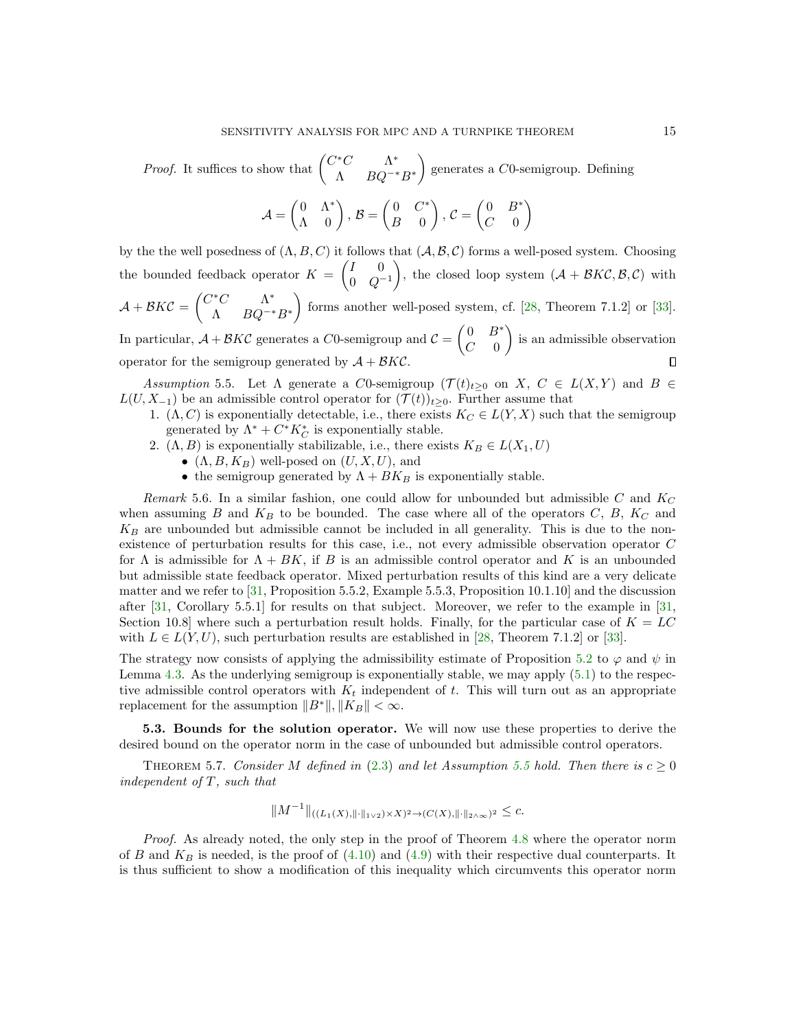*Proof.* It suffices to show that $\begin{pmatrix} C^*C & \Lambda^* \\ \Lambda & BQ^{-*}B^* \end{pmatrix}$ generates a $C0$-semigroup. Defining

$$\mathcal{A} = \begin{pmatrix} 0 & \Lambda^* \\ \Lambda & 0 \end{pmatrix},\, \mathcal{B} = \begin{pmatrix} 0 & C^* \\ B & 0 \end{pmatrix},\, \mathcal{C} = \begin{pmatrix} 0 & B^* \\ C & 0 \end{pmatrix}$$

by the the well posedness of $(\Lambda, B, C)$ it follows that $(\mathcal{A}, \mathcal{B}, \mathcal{C})$ forms a well-posed system. Choosing the bounded feedback operator $K = \begin{pmatrix} I & 0 \\ 0 & Q^{-1} \end{pmatrix}$, the closed loop system $(\mathcal{A} + \mathcal{B}K\mathcal{C}, \mathcal{B}, \mathcal{C})$ with $\mathcal{A} + \mathcal{B}K\mathcal{C} = \begin{pmatrix} C^*C & \Lambda^* \\ \Lambda & BQ^{-*}B^* \end{pmatrix}$ forms another well-posed system, cf. [28, Theorem 7.1.2] or [33]. In particular, $\mathcal{A} + \mathcal{B}K\mathcal{C}$ generates a $C0$-semigroup and $\mathcal{C} = \begin{pmatrix} 0 & B^* \\ C & 0 \end{pmatrix}$ is an admissible observation operator for the semigroup generated by $\mathcal{A} + \mathcal{B}K\mathcal{C}$. ∎

*Assumption* 5.5. Let $\Lambda$ generate a $C0$-semigroup $(\mathcal{T}(t)_{t\geq 0}$ on $X$, $C \in L(X, Y)$ and $B \in L(U, X_{-1})$ be an admissible control operator for $(\mathcal{T}(t))_{t\geq 0}$. Further assume that

1. $(\Lambda, C)$ is exponentially detectable, i.e., there exists $K_C \in L(Y, X)$ such that the semigroup generated by $\Lambda^* + C^*K_C^*$ is exponentially stable.
2. $(\Lambda, B)$ is exponentially stabilizable, i.e., there exists $K_B \in L(X_1, U)$
   - $(\Lambda, B, K_B)$ well-posed on $(U, X, U)$, and
   - the semigroup generated by $\Lambda + BK_B$ is exponentially stable.

*Remark* 5.6. In a similar fashion, one could allow for unbounded but admissible $C$ and $K_C$ when assuming $B$ and $K_B$ to be bounded. The case where all of the operators $C$, $B$, $K_C$ and $K_B$ are unbounded but admissible cannot be included in all generality. This is due to the non-existence of perturbation results for this case, i.e., not every admissible observation operator $C$ for $\Lambda$ is admissible for $\Lambda + BK$, if $B$ is an admissible control operator and $K$ is an unbounded but admissible state feedback operator. Mixed perturbation results of this kind are a very delicate matter and we refer to [31, Proposition 5.5.2, Example 5.5.3, Proposition 10.1.10] and the discussion after [31, Corollary 5.5.1] for results on that subject. Moreover, we refer to the example in [31, Section 10.8] where such a perturbation result holds. Finally, for the particular case of $K = LC$ with $L \in L(Y, U)$, such perturbation results are established in [28, Theorem 7.1.2] or [33].

The strategy now consists of applying the admissibility estimate of Proposition 5.2 to $\varphi$ and $\psi$ in Lemma 4.3. As the underlying semigroup is exponentially stable, we may apply (5.1) to the respective admissible control operators with $K_t$ independent of $t$. This will turn out as an appropriate replacement for the assumption $\|B^*\|, \|K_B\| < \infty$.

**5.3. Bounds for the solution operator.** We will now use these properties to derive the desired bound on the operator norm in the case of unbounded but admissible control operators.

THEOREM 5.7. *Consider $M$ defined in (2.3) and let Assumption 5.5 hold. Then there is $c \geq 0$ independent of $T$, such that*

$$\|M^{-1}\|_{((L_1(X), \|\cdot\|_{1\vee 2}) \times X)^2 \to (C(X), \|\cdot\|_{2\wedge\infty})^2} \leq c.$$

*Proof.* As already noted, the only step in the proof of Theorem 4.8 where the operator norm of $B$ and $K_B$ is needed, is the proof of (4.10) and (4.9) with their respective dual counterparts. It is thus sufficient to show a modification of this inequality which circumvents this operator norm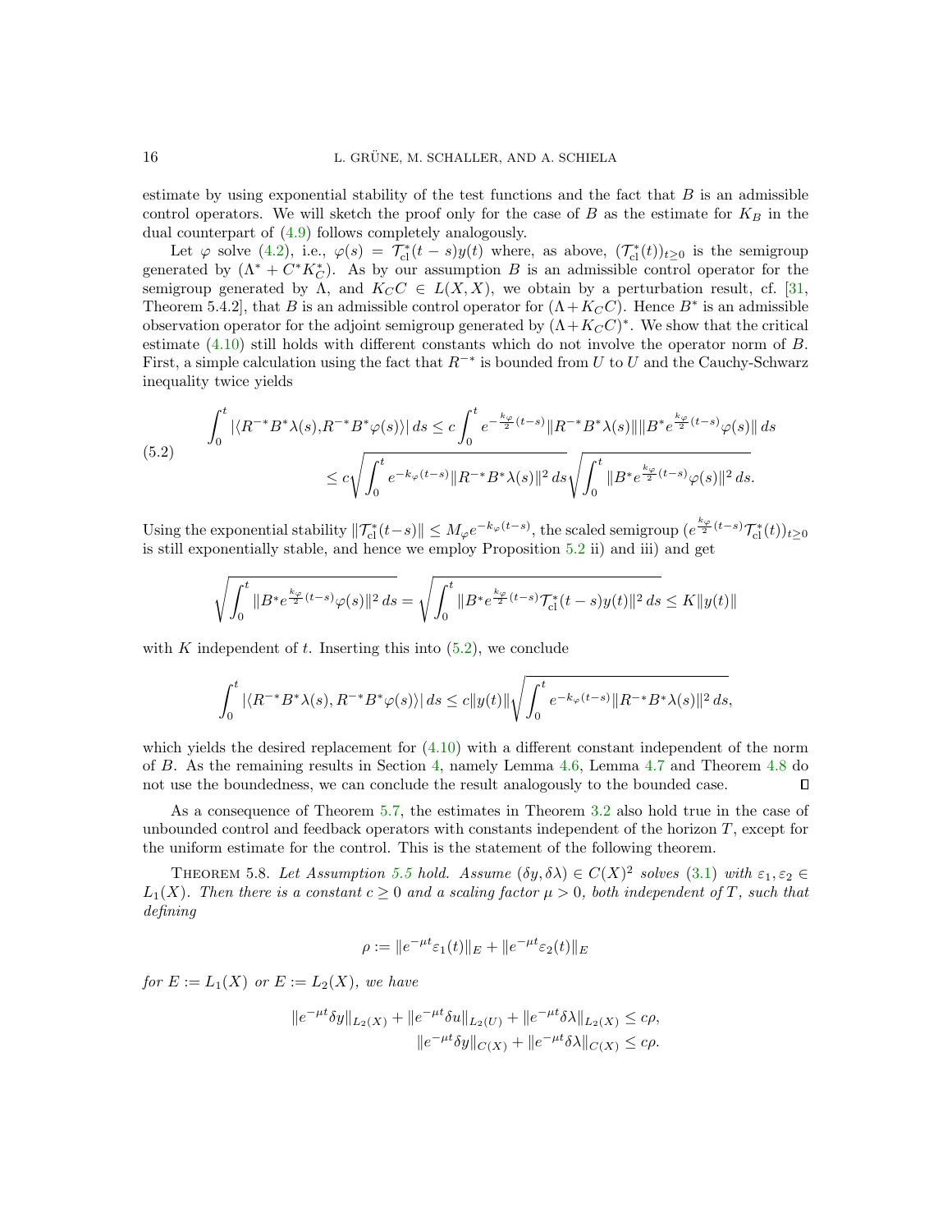estimate by using exponential stability of the test functions and the fact that $B$ is an admissible control operators. We will sketch the proof only for the case of $B$ as the estimate for $K_B$ in the dual counterpart of (4.9) follows completely analogously.

Let $\varphi$ solve (4.2), i.e., $\varphi(s) = \mathcal{T}_{\mathrm{cl}}^*(t-s)y(t)$ where, as above, $(\mathcal{T}_{\mathrm{cl}}^*(t))_{t\geq 0}$ is the semigroup generated by $(\Lambda^* + C^*K_C^*)$. As by our assumption $B$ is an admissible control operator for the semigroup generated by $\Lambda$, and $K_C C \in L(X,X)$, we obtain by a perturbation result, cf. [31, Theorem 5.4.2], that $B$ is an admissible control operator for $(\Lambda + K_C C)$. Hence $B^*$ is an admissible observation operator for the adjoint semigroup generated by $(\Lambda + K_C C)^*$. We show that the critical estimate (4.10) still holds with different constants which do not involve the operator norm of $B$. First, a simple calculation using the fact that $R^{-*}$ is bounded from $U$ to $U$ and the Cauchy-Schwarz inequality twice yields

$$
\begin{aligned}
\int_0^t |\langle R^{-*}B^*\lambda(s), R^{-*}B^*\varphi(s)\rangle|\,ds &\leq c\int_0^t e^{-\frac{k_\varphi}{2}(t-s)}\|R^{-*}B^*\lambda(s)\|\|B^*e^{\frac{k_\varphi}{2}(t-s)}\varphi(s)\|\,ds \\
&\leq c\sqrt{\int_0^t e^{-k_\varphi(t-s)}\|R^{-*}B^*\lambda(s)\|^2\,ds}\sqrt{\int_0^t \|B^*e^{\frac{k_\varphi}{2}(t-s)}\varphi(s)\|^2\,ds}.
\end{aligned} \tag{5.2}
$$

Using the exponential stability $\|\mathcal{T}_{\mathrm{cl}}^*(t-s)\| \leq M_\varphi e^{-k_\varphi(t-s)}$, the scaled semigroup $(e^{\frac{k_\varphi}{2}(t-s)}\mathcal{T}_{\mathrm{cl}}^*(t))_{t\geq 0}$ is still exponentially stable, and hence we employ Proposition 5.2 ii) and iii) and get

$$
\sqrt{\int_0^t \|B^*e^{\frac{k_\varphi}{2}(t-s)}\varphi(s)\|^2\,ds} = \sqrt{\int_0^t \|B^*e^{\frac{k_\varphi}{2}(t-s)}\mathcal{T}_{\mathrm{cl}}^*(t-s)y(t)\|^2\,ds} \leq K\|y(t)\|
$$

with $K$ independent of $t$. Inserting this into (5.2), we conclude

$$
\int_0^t |\langle R^{-*}B^*\lambda(s), R^{-*}B^*\varphi(s)\rangle|\,ds \leq c\|y(t)\|\sqrt{\int_0^t e^{-k_\varphi(t-s)}\|R^{-*}B^*\lambda(s)\|^2\,ds},
$$

which yields the desired replacement for (4.10) with a different constant independent of the norm of $B$. As the remaining results in Section 4, namely Lemma 4.6, Lemma 4.7 and Theorem 4.8 do not use the boundedness, we can conclude the result analogously to the bounded case. $\square$

As a consequence of Theorem 5.7, the estimates in Theorem 3.2 also hold true in the case of unbounded control and feedback operators with constants independent of the horizon $T$, except for the uniform estimate for the control. This is the statement of the following theorem.

**Theorem 5.8.** *Let Assumption 5.5 hold. Assume $(\delta y, \delta\lambda) \in C(X)^2$ solves (3.1) with $\varepsilon_1, \varepsilon_2 \in L_1(X)$. Then there is a constant $c \geq 0$ and a scaling factor $\mu > 0$, both independent of $T$, such that defining*

$$
\rho := \|e^{-\mu t}\varepsilon_1(t)\|_E + \|e^{-\mu t}\varepsilon_2(t)\|_E
$$

*for $E := L_1(X)$ or $E := L_2(X)$, we have*

$$
\begin{aligned}
\|e^{-\mu t}\delta y\|_{L_2(X)} + \|e^{-\mu t}\delta u\|_{L_2(U)} + \|e^{-\mu t}\delta\lambda\|_{L_2(X)} &\leq c\rho, \\
\|e^{-\mu t}\delta y\|_{C(X)} + \|e^{-\mu t}\delta\lambda\|_{C(X)} &\leq c\rho.
\end{aligned}
$$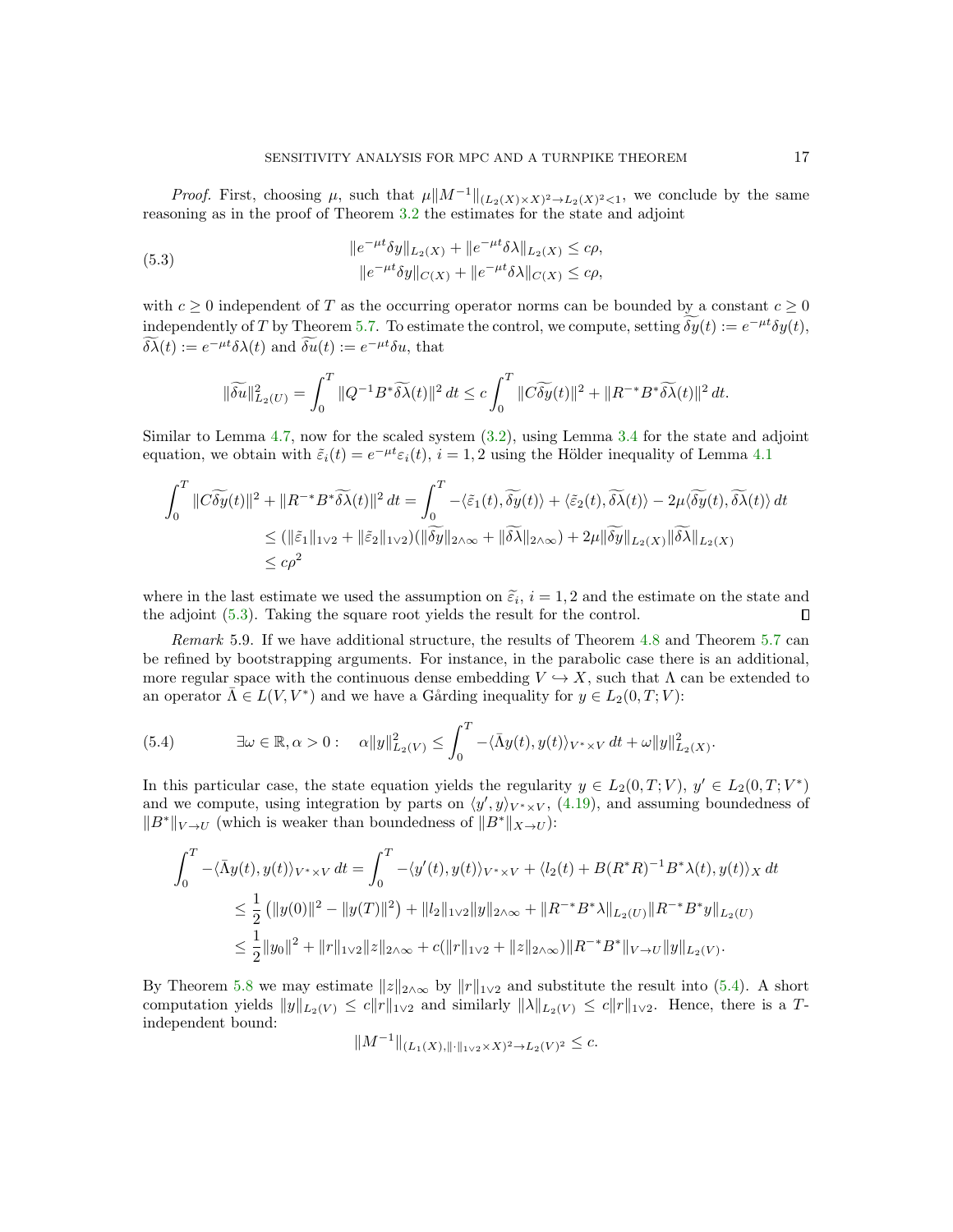*Proof.* First, choosing $\mu$, such that $\mu\|M^{-1}\|_{(L_2(X)\times X)^2\to L_2(X)^2<1}$, we conclude by the same reasoning as in the proof of Theorem 3.2 the estimates for the state and adjoint

$$
\begin{aligned}
\|e^{-\mu t}\delta y\|_{L_2(X)} + \|e^{-\mu t}\delta\lambda\|_{L_2(X)} &\leq c\rho, \\
\|e^{-\mu t}\delta y\|_{C(X)} + \|e^{-\mu t}\delta\lambda\|_{C(X)} &\leq c\rho,
\end{aligned}
\tag{5.3}
$$

with $c \geq 0$ independent of $T$ as the occurring operator norms can be bounded by a constant $c \geq 0$ independently of $T$ by Theorem 5.7. To estimate the control, we compute, setting $\widetilde{\delta y}(t) := e^{-\mu t}\delta y(t)$, $\widetilde{\delta\lambda}(t) := e^{-\mu t}\delta\lambda(t)$ and $\widetilde{\delta u}(t) := e^{-\mu t}\delta u$, that

$$
\|\widetilde{\delta u}\|^2_{L_2(U)} = \int_0^T \|Q^{-1}B^*\widetilde{\delta\lambda}(t)\|^2\, dt \leq c\int_0^T \|C\widetilde{\delta y}(t)\|^2 + \|R^{-*}B^*\widetilde{\delta\lambda}(t)\|^2\, dt.
$$

Similar to Lemma 4.7, now for the scaled system (3.2), using Lemma 3.4 for the state and adjoint equation, we obtain with $\tilde{\varepsilon}_i(t) = e^{-\mu t}\varepsilon_i(t)$, $i = 1,2$ using the Hölder inequality of Lemma 4.1

$$
\begin{aligned}
\int_0^T \|C\widetilde{\delta y}(t)\|^2 + \|R^{-*}B^*\widetilde{\delta\lambda}(t)\|^2\, dt &= \int_0^T -\langle\tilde{\varepsilon}_1(t), \widetilde{\delta y}(t)\rangle + \langle\tilde{\varepsilon}_2(t), \widetilde{\delta\lambda}(t)\rangle - 2\mu\langle\widetilde{\delta y}(t), \widetilde{\delta\lambda}(t)\rangle\, dt \\
&\leq (\|\tilde{\varepsilon}_1\|_{1\vee 2} + \|\tilde{\varepsilon}_2\|_{1\vee 2})(\|\widetilde{\delta y}\|_{2\wedge\infty} + \|\widetilde{\delta\lambda}\|_{2\wedge\infty}) + 2\mu\|\widetilde{\delta y}\|_{L_2(X)}\|\widetilde{\delta\lambda}\|_{L_2(X)} \\
&\leq c\rho^2
\end{aligned}
$$

where in the last estimate we used the assumption on $\widetilde{\varepsilon}_i$, $i = 1,2$ and the estimate on the state and the adjoint (5.3). Taking the square root yields the result for the control. $\square$

*Remark* 5.9. If we have additional structure, the results of Theorem 4.8 and Theorem 5.7 can be refined by bootstrapping arguments. For instance, in the parabolic case there is an additional, more regular space with the continuous dense embedding $V \hookrightarrow X$, such that $\Lambda$ can be extended to an operator $\bar{\Lambda} \in L(V, V^*)$ and we have a Gårding inequality for $y \in L_2(0,T;V)$:

$$
\exists\omega \in \mathbb{R}, \alpha > 0: \quad \alpha\|y\|^2_{L_2(V)} \leq \int_0^T -\langle\bar{\Lambda}y(t), y(t)\rangle_{V^*\times V}\, dt + \omega\|y\|^2_{L_2(X)}.
\tag{5.4}
$$

In this particular case, the state equation yields the regularity $y \in L_2(0,T;V)$, $y' \in L_2(0,T;V^*)$ and we compute, using integration by parts on $\langle y', y\rangle_{V^*\times V}$, (4.19), and assuming boundedness of $\|B^*\|_{V\to U}$ (which is weaker than boundedness of $\|B^*\|_{X\to U}$):

$$
\begin{aligned}
\int_0^T -\langle\bar{\Lambda}y(t), y(t)\rangle_{V^*\times V}\, dt &= \int_0^T -\langle y'(t), y(t)\rangle_{V^*\times V} + \langle l_2(t) + B(R^*R)^{-1}B^*\lambda(t), y(t)\rangle_X\, dt \\
&\leq \frac{1}{2}\left(\|y(0)\|^2 - \|y(T)\|^2\right) + \|l_2\|_{1\vee 2}\|y\|_{2\wedge\infty} + \|R^{-*}B^*\lambda\|_{L_2(U)}\|R^{-*}B^*y\|_{L_2(U)} \\
&\leq \frac{1}{2}\|y_0\|^2 + \|r\|_{1\vee 2}\|z\|_{2\wedge\infty} + c(\|r\|_{1\vee 2} + \|z\|_{2\wedge\infty})\|R^{-*}B^*\|_{V\to U}\|y\|_{L_2(V)}.
\end{aligned}
$$

By Theorem 5.8 we may estimate $\|z\|_{2\wedge\infty}$ by $\|r\|_{1\vee 2}$ and substitute the result into (5.4). A short computation yields $\|y\|_{L_2(V)} \leq c\|r\|_{1\vee 2}$ and similarly $\|\lambda\|_{L_2(V)} \leq c\|r\|_{1\vee 2}$. Hence, there is a $T$-independent bound:

$$
\|M^{-1}\|_{(L_1(X),\|\cdot\|_{1\vee 2}\times X)^2\to L_2(V)^2} \leq c.
$$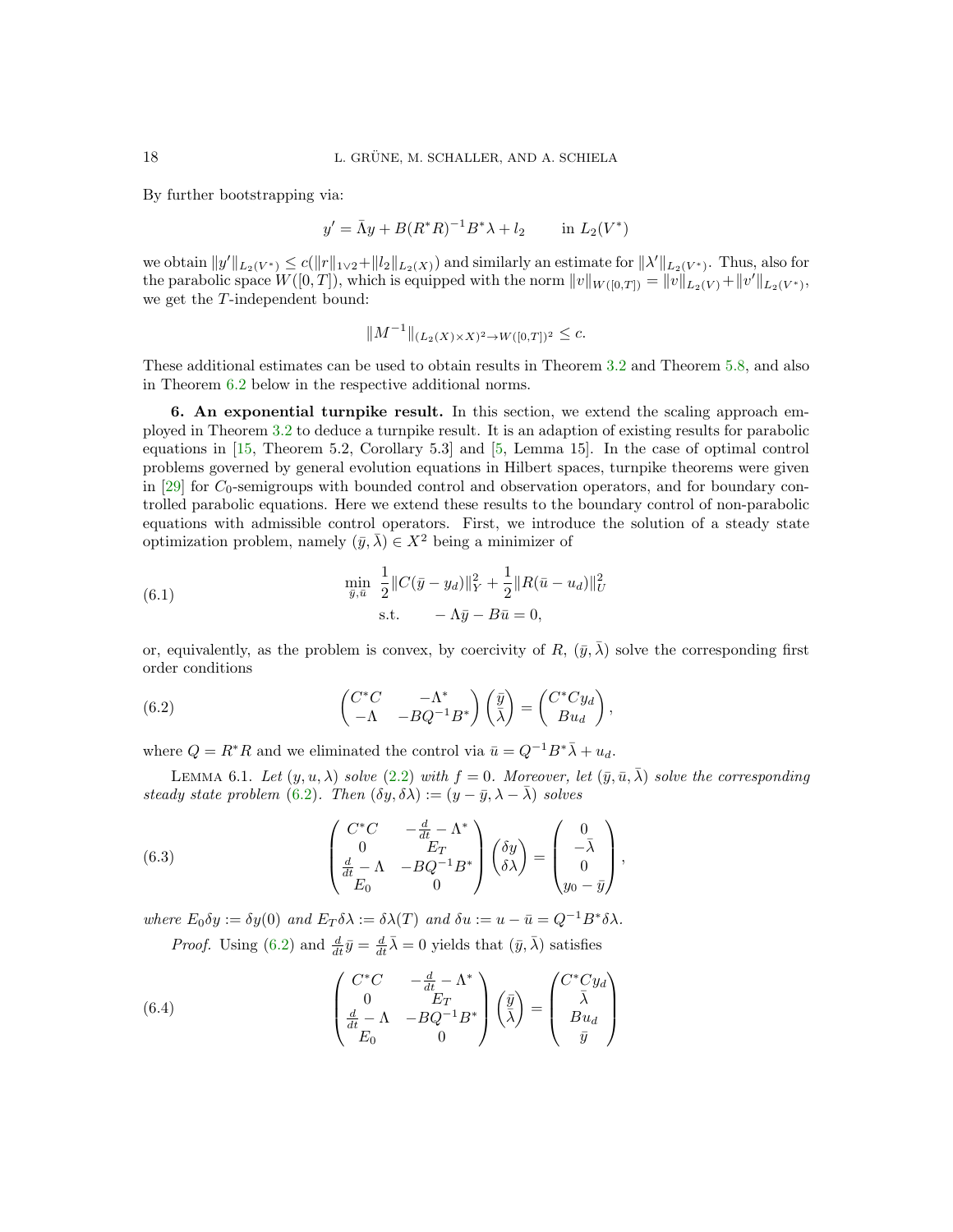By further bootstrapping via:

$$y' = \bar{\Lambda} y + B(R^*R)^{-1}B^*\lambda + l_2 \qquad \text{in } L_2(V^*)$$

we obtain $\|y'\|_{L_2(V^*)} \le c(\|r\|_{1\vee 2} + \|l_2\|_{L_2(X)})$ and similarly an estimate for $\|\lambda'\|_{L_2(V^*)}$. Thus, also for the parabolic space $W([0,T])$, which is equipped with the norm $\|v\|_{W([0,T])} = \|v\|_{L_2(V)} + \|v'\|_{L_2(V^*)}$, we get the $T$-independent bound:

$$\|M^{-1}\|_{(L_2(X)\times X)^2 \to W([0,T])^2} \le c.$$

These additional estimates can be used to obtain results in Theorem 3.2 and Theorem 5.8, and also in Theorem 6.2 below in the respective additional norms.

## 6. An exponential turnpike result.

In this section, we extend the scaling approach employed in Theorem 3.2 to deduce a turnpike result. It is an adaption of existing results for parabolic equations in [15, Theorem 5.2, Corollary 5.3] and [5, Lemma 15]. In the case of optimal control problems governed by general evolution equations in Hilbert spaces, turnpike theorems were given in [29] for $C_0$-semigroups with bounded control and observation operators, and for boundary controlled parabolic equations. Here we extend these results to the boundary control of non-parabolic equations with admissible control operators. First, we introduce the solution of a steady state optimization problem, namely $(\bar{y}, \bar{\lambda}) \in X^2$ being a minimizer of

$$\begin{aligned} \min_{\bar{y},\bar{u}} \ & \frac{1}{2}\|C(\bar{y} - y_d)\|_Y^2 + \frac{1}{2}\|R(\bar{u} - u_d)\|_U^2 \\ \text{s.t.} \ & \quad -\Lambda \bar{y} - B\bar{u} = 0, \end{aligned} \tag{6.1}$$

or, equivalently, as the problem is convex, by coercivity of $R$, $(\bar{y}, \bar{\lambda})$ solve the corresponding first order conditions

$$\begin{pmatrix} C^*C & -\Lambda^* \\ -\Lambda & -BQ^{-1}B^* \end{pmatrix} \begin{pmatrix} \bar{y} \\ \bar{\lambda} \end{pmatrix} = \begin{pmatrix} C^*Cy_d \\ Bu_d \end{pmatrix}, \tag{6.2}$$

where $Q = R^*R$ and we eliminated the control via $\bar{u} = Q^{-1}B^*\bar{\lambda} + u_d$.

**Lemma 6.1.** *Let $(y, u, \lambda)$ solve (2.2) with $f = 0$. Moreover, let $(\bar{y}, \bar{u}, \bar{\lambda})$ solve the corresponding steady state problem (6.2). Then $(\delta y, \delta\lambda) := (y - \bar{y}, \lambda - \bar{\lambda})$ solves*

$$\begin{pmatrix} C^*C & -\frac{d}{dt} - \Lambda^* \\ 0 & E_T \\ \frac{d}{dt} - \Lambda & -BQ^{-1}B^* \\ E_0 & 0 \end{pmatrix} \begin{pmatrix} \delta y \\ \delta\lambda \end{pmatrix} = \begin{pmatrix} 0 \\ -\bar{\lambda} \\ 0 \\ y_0 - \bar{y} \end{pmatrix}, \tag{6.3}$$

*where $E_0\delta y := \delta y(0)$ and $E_T\delta\lambda := \delta\lambda(T)$ and $\delta u := u - \bar{u} = Q^{-1}B^*\delta\lambda$.*

*Proof.* Using (6.2) and $\frac{d}{dt}\bar{y} = \frac{d}{dt}\bar{\lambda} = 0$ yields that $(\bar{y}, \bar{\lambda})$ satisfies

$$\begin{pmatrix} C^*C & -\frac{d}{dt} - \Lambda^* \\ 0 & E_T \\ \frac{d}{dt} - \Lambda & -BQ^{-1}B^* \\ E_0 & 0 \end{pmatrix} \begin{pmatrix} \bar{y} \\ \bar{\lambda} \end{pmatrix} = \begin{pmatrix} C^*Cy_d \\ \bar{\lambda} \\ Bu_d \\ \bar{y} \end{pmatrix} \tag{6.4}$$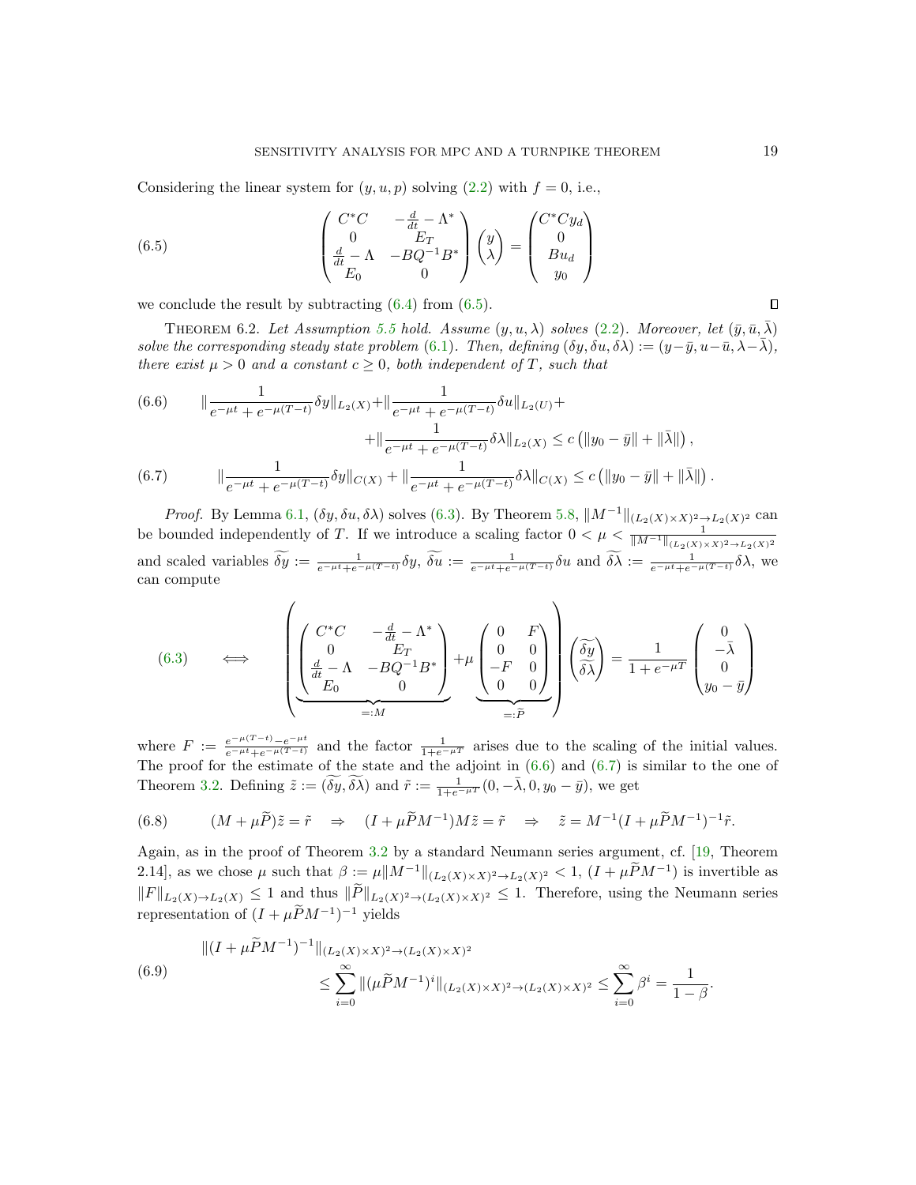Considering the linear system for $(y, u, p)$ solving (2.2) with $f = 0$, i.e.,

$$
\begin{pmatrix} C^*C & -\frac{d}{dt} - \Lambda^* \\ 0 & E_T \\ \frac{d}{dt} - \Lambda & -BQ^{-1}B^* \\ E_0 & 0 \end{pmatrix} \begin{pmatrix} y \\ \lambda \end{pmatrix} = \begin{pmatrix} C^*Cy_d \\ 0 \\ Bu_d \\ y_0 \end{pmatrix} \tag{6.5}
$$

we conclude the result by subtracting (6.4) from (6.5). ◻

THEOREM 6.2. *Let Assumption 5.5 hold. Assume $(y, u, \lambda)$ solves (2.2). Moreover, let $(\bar{y}, \bar{u}, \bar{\lambda})$ solve the corresponding steady state problem (6.1). Then, defining $(\delta y, \delta u, \delta\lambda) := (y - \bar{y}, u - \bar{u}, \lambda - \bar{\lambda})$, there exist $\mu > 0$ and a constant $c \geq 0$, both independent of $T$, such that*

$$
\begin{aligned}
&\|\frac{1}{e^{-\mu t} + e^{-\mu(T-t)}}\delta y\|_{L_2(X)} + \|\frac{1}{e^{-\mu t} + e^{-\mu(T-t)}}\delta u\|_{L_2(U)} + \\
&\qquad + \|\frac{1}{e^{-\mu t} + e^{-\mu(T-t)}}\delta\lambda\|_{L_2(X)} \leq c\left(\|y_0 - \bar{y}\| + \|\bar{\lambda}\|\right),
\end{aligned} \tag{6.6}
$$

$$
\|\frac{1}{e^{-\mu t} + e^{-\mu(T-t)}}\delta y\|_{C(X)} + \|\frac{1}{e^{-\mu t} + e^{-\mu(T-t)}}\delta\lambda\|_{C(X)} \leq c\left(\|y_0 - \bar{y}\| + \|\bar{\lambda}\|\right). \tag{6.7}
$$

*Proof.* By Lemma 6.1, $(\delta y, \delta u, \delta\lambda)$ solves (6.3). By Theorem 5.8, $\|M^{-1}\|_{(L_2(X)\times X)^2 \to L_2(X)^2}$ can be bounded independently of $T$. If we introduce a scaling factor $0 < \mu < \frac{1}{\|M^{-1}\|_{(L_2(X)\times X)^2 \to L_2(X)^2}}$ and scaled variables $\widetilde{\delta y} := \frac{1}{e^{-\mu t} + e^{-\mu(T-t)}}\delta y$, $\widetilde{\delta u} := \frac{1}{e^{-\mu t} + e^{-\mu(T-t)}}\delta u$ and $\widetilde{\delta\lambda} := \frac{1}{e^{-\mu t} + e^{-\mu(T-t)}}\delta\lambda$, we can compute

$$
(6.3) \quad \Longleftrightarrow \quad \left( \underbrace{\begin{pmatrix} C^*C & -\frac{d}{dt} - \Lambda^* \\ 0 & E_T \\ \frac{d}{dt} - \Lambda & -BQ^{-1}B^* \\ E_0 & 0 \end{pmatrix}}_{=:M} + \mu \underbrace{\begin{pmatrix} 0 & F \\ 0 & 0 \\ -F & 0 \\ 0 & 0 \end{pmatrix}}_{=:\widetilde{P}} \right) \begin{pmatrix} \widetilde{\delta y} \\ \widetilde{\delta\lambda} \end{pmatrix} = \frac{1}{1 + e^{-\mu T}} \begin{pmatrix} 0 \\ -\bar{\lambda} \\ 0 \\ y_0 - \bar{y} \end{pmatrix}
$$

where $F := \frac{e^{-\mu(T-t)} - e^{-\mu t}}{e^{-\mu t} + e^{-\mu(T-t)}}$ and the factor $\frac{1}{1+e^{-\mu T}}$ arises due to the scaling of the initial values. The proof for the estimate of the state and the adjoint in (6.6) and (6.7) is similar to the one of Theorem 3.2. Defining $\tilde{z} := (\widetilde{\delta y}, \widetilde{\delta\lambda})$ and $\tilde{r} := \frac{1}{1+e^{-\mu T}}(0, -\bar{\lambda}, 0, y_0 - \bar{y})$, we get

$$
(M + \mu\widetilde{P})\tilde{z} = \tilde{r} \quad \Rightarrow \quad (I + \mu\widetilde{P}M^{-1})M\tilde{z} = \tilde{r} \quad \Rightarrow \quad \tilde{z} = M^{-1}(I + \mu\widetilde{P}M^{-1})^{-1}\tilde{r}. \tag{6.8}
$$

Again, as in the proof of Theorem 3.2 by a standard Neumann series argument, cf. [19, Theorem 2.14], as we chose $\mu$ such that $\beta := \mu\|M^{-1}\|_{(L_2(X)\times X)^2 \to L_2(X)^2} < 1$, $(I + \mu\widetilde{P}M^{-1})$ is invertible as $\|F\|_{L_2(X)\to L_2(X)} \leq 1$ and thus $\|\widetilde{P}\|_{L_2(X)^2 \to (L_2(X)\times X)^2} \leq 1$. Therefore, using the Neumann series representation of $(I + \mu\widetilde{P}M^{-1})^{-1}$ yields

$$
\begin{aligned}
&\|(I + \mu\widetilde{P}M^{-1})^{-1}\|_{(L_2(X)\times X)^2 \to (L_2(X)\times X)^2} \\
&\qquad \leq \sum_{i=0}^{\infty} \|(\mu\widetilde{P}M^{-1})^i\|_{(L_2(X)\times X)^2 \to (L_2(X)\times X)^2} \leq \sum_{i=0}^{\infty} \beta^i = \frac{1}{1-\beta}.
\end{aligned} \tag{6.9}
$$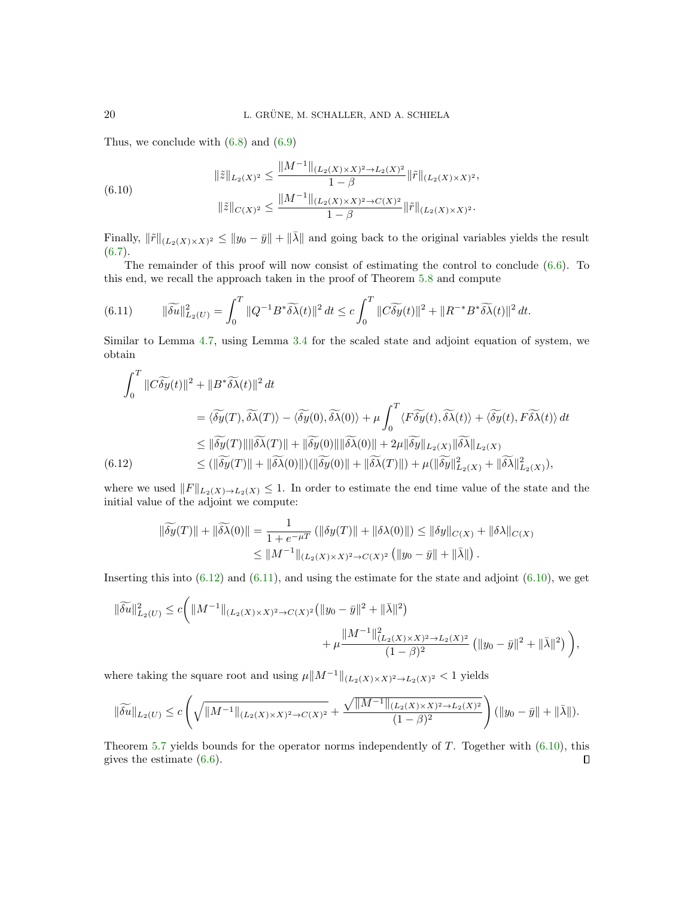Thus, we conclude with (6.8) and (6.9)

$$
\begin{aligned}
\|\tilde{z}\|_{L_2(X)^2} &\leq \frac{\|M^{-1}\|_{(L_2(X)\times X)^2 \to L_2(X)^2}}{1-\beta} \|\tilde{r}\|_{(L_2(X)\times X)^2}, \\
\|\tilde{z}\|_{C(X)^2} &\leq \frac{\|M^{-1}\|_{(L_2(X)\times X)^2 \to C(X)^2}}{1-\beta} \|\tilde{r}\|_{(L_2(X)\times X)^2}.
\end{aligned}
\tag{6.10}
$$

Finally, $\|\tilde{r}\|_{(L_2(X)\times X)^2} \leq \|y_0 - \bar{y}\| + \|\bar{\lambda}\|$ and going back to the original variables yields the result (6.7).

The remainder of this proof will now consist of estimating the control to conclude (6.6). To this end, we recall the approach taken in the proof of Theorem 5.8 and compute

$$
\|\widetilde{\delta u}\|^2_{L_2(U)} = \int_0^T \|Q^{-1}B^*\widetilde{\delta\lambda}(t)\|^2\,dt \leq c\int_0^T \|C\widetilde{\delta y}(t)\|^2 + \|R^{-*}B^*\widetilde{\delta\lambda}(t)\|^2\,dt. \tag{6.11}
$$

Similar to Lemma 4.7, using Lemma 3.4 for the scaled state and adjoint equation of system, we obtain

$$
\begin{aligned}
\int_0^T &\|C\widetilde{\delta y}(t)\|^2 + \|B^*\widetilde{\delta\lambda}(t)\|^2\,dt \\
&= \langle \widetilde{\delta y}(T), \widetilde{\delta\lambda}(T)\rangle - \langle \widetilde{\delta y}(0), \widetilde{\delta\lambda}(0)\rangle + \mu\int_0^T \langle F\widetilde{\delta y}(t), \widetilde{\delta\lambda}(t)\rangle + \langle \widetilde{\delta y}(t), F\widetilde{\delta\lambda}(t)\rangle\,dt \\
&\leq \|\widetilde{\delta y}(T)\|\|\widetilde{\delta\lambda}(T)\| + \|\widetilde{\delta y}(0)\|\|\widetilde{\delta\lambda}(0)\| + 2\mu\|\widetilde{\delta y}\|_{L_2(X)}\|\widetilde{\delta\lambda}\|_{L_2(X)} \\
&\leq (\|\widetilde{\delta y}(T)\| + \|\widetilde{\delta\lambda}(0)\|)(\|\widetilde{\delta y}(0)\| + \|\widetilde{\delta\lambda}(T)\|) + \mu(\|\widetilde{\delta y}\|^2_{L_2(X)} + \|\widetilde{\delta\lambda}\|^2_{L_2(X)}),
\end{aligned}
\tag{6.12}
$$

where we used $\|F\|_{L_2(X)\to L_2(X)} \leq 1$. In order to estimate the end time value of the state and the initial value of the adjoint we compute:

$$
\begin{aligned}
\|\widetilde{\delta y}(T)\| + \|\widetilde{\delta\lambda}(0)\| &= \frac{1}{1+e^{-\mu T}}\left(\|\delta y(T)\| + \|\delta\lambda(0)\|\right) \leq \|\delta y\|_{C(X)} + \|\delta\lambda\|_{C(X)} \\
&\leq \|M^{-1}\|_{(L_2(X)\times X)^2\to C(X)^2}\left(\|y_0 - \bar{y}\| + \|\bar{\lambda}\|\right).
\end{aligned}
$$

Inserting this into (6.12) and (6.11), and using the estimate for the state and adjoint (6.10), we get

$$
\begin{aligned}
\|\widetilde{\delta u}\|^2_{L_2(U)} \leq c\Bigg(&\|M^{-1}\|_{(L_2(X)\times X)^2\to C(X)^2}\big(\|y_0-\bar{y}\|^2 + \|\bar{\lambda}\|^2\big) \\
&+ \mu\frac{\|M^{-1}\|^2_{(L_2(X)\times X)^2\to L_2(X)^2}}{(1-\beta)^2}\left(\|y_0-\bar{y}\|^2 + \|\bar{\lambda}\|^2\right)\Bigg),
\end{aligned}
$$

where taking the square root and using $\mu\|M^{-1}\|_{(L_2(X)\times X)^2\to L_2(X)^2} < 1$ yields

$$
\|\widetilde{\delta u}\|_{L_2(U)} \leq c\left(\sqrt{\|M^{-1}\|_{(L_2(X)\times X)^2\to C(X)^2}} + \frac{\sqrt{\|M^{-1}\|_{(L_2(X)\times X)^2\to L_2(X)^2}}}{(1-\beta)^2}\right)(\|y_0-\bar{y}\| + \|\bar{\lambda}\|).
$$

Theorem 5.7 yields bounds for the operator norms independently of $T$. Together with (6.10), this gives the estimate (6.6). $\square$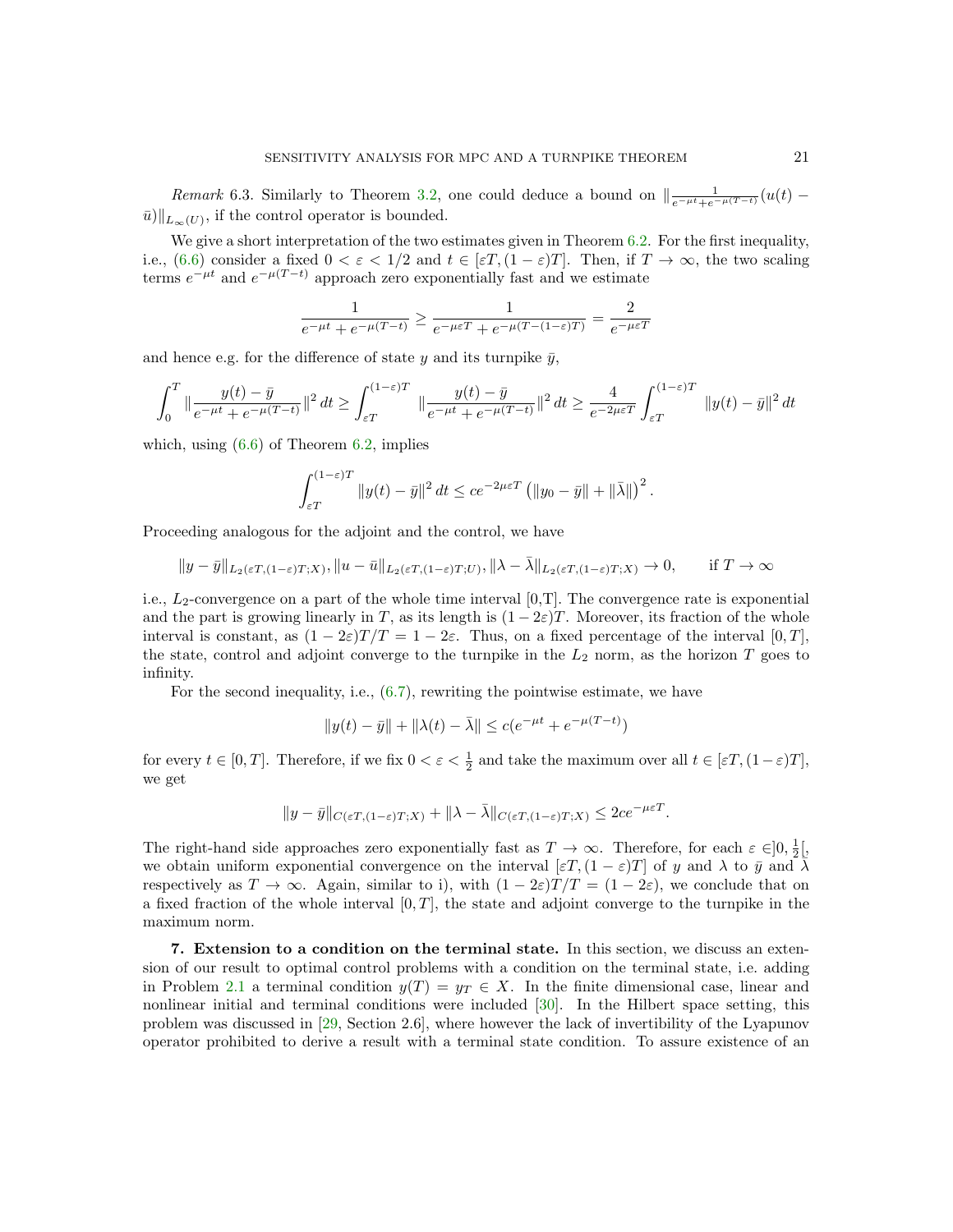*Remark* 6.3. Similarly to Theorem 3.2, one could deduce a bound on $\|\frac{1}{e^{-\mu t}+e^{-\mu(T-t)}}(u(t) - \bar{u})\|_{L_\infty(U)}$, if the control operator is bounded.

We give a short interpretation of the two estimates given in Theorem 6.2. For the first inequality, i.e., (6.6) consider a fixed $0 < \varepsilon < 1/2$ and $t \in [\varepsilon T, (1-\varepsilon)T]$. Then, if $T \to \infty$, the two scaling terms $e^{-\mu t}$ and $e^{-\mu(T-t)}$ approach zero exponentially fast and we estimate

$$\frac{1}{e^{-\mu t} + e^{-\mu(T-t)}} \geq \frac{1}{e^{-\mu\varepsilon T} + e^{-\mu(T-(1-\varepsilon)T)}} = \frac{2}{e^{-\mu\varepsilon T}}$$

and hence e.g. for the difference of state $y$ and its turnpike $\bar{y}$,

$$\int_0^T \|\frac{y(t)-\bar{y}}{e^{-\mu t} + e^{-\mu(T-t)}}\|^2 \, dt \geq \int_{\varepsilon T}^{(1-\varepsilon)T} \|\frac{y(t)-\bar{y}}{e^{-\mu t} + e^{-\mu(T-t)}}\|^2 \, dt \geq \frac{4}{e^{-2\mu\varepsilon T}} \int_{\varepsilon T}^{(1-\varepsilon)T} \|y(t) - \bar{y}\|^2 \, dt$$

which, using (6.6) of Theorem 6.2, implies

$$\int_{\varepsilon T}^{(1-\varepsilon)T} \|y(t) - \bar{y}\|^2 \, dt \leq c e^{-2\mu\varepsilon T} \left(\|y_0 - \bar{y}\| + \|\bar{\lambda}\|\right)^2.$$

Proceeding analogous for the adjoint and the control, we have

$$\|y - \bar{y}\|_{L_2(\varepsilon T,(1-\varepsilon)T;X)}, \|u - \bar{u}\|_{L_2(\varepsilon T,(1-\varepsilon)T;U)}, \|\lambda - \bar{\lambda}\|_{L_2(\varepsilon T,(1-\varepsilon)T;X)} \to 0, \qquad \text{if } T \to \infty$$

i.e., $L_2$-convergence on a part of the whole time interval [0,T]. The convergence rate is exponential and the part is growing linearly in $T$, as its length is $(1-2\varepsilon)T$. Moreover, its fraction of the whole interval is constant, as $(1-2\varepsilon)T/T = 1-2\varepsilon$. Thus, on a fixed percentage of the interval $[0,T]$, the state, control and adjoint converge to the turnpike in the $L_2$ norm, as the horizon $T$ goes to infinity.

For the second inequality, i.e., (6.7), rewriting the pointwise estimate, we have

$$\|y(t) - \bar{y}\| + \|\lambda(t) - \bar{\lambda}\| \leq c(e^{-\mu t} + e^{-\mu(T-t)})$$

for every $t \in [0,T]$. Therefore, if we fix $0 < \varepsilon < \frac{1}{2}$ and take the maximum over all $t \in [\varepsilon T, (1-\varepsilon)T]$, we get

$$\|y - \bar{y}\|_{C(\varepsilon T,(1-\varepsilon)T;X)} + \|\lambda - \bar{\lambda}\|_{C(\varepsilon T,(1-\varepsilon)T;X)} \leq 2ce^{-\mu\varepsilon T}.$$

The right-hand side approaches zero exponentially fast as $T \to \infty$. Therefore, for each $\varepsilon \in ]0, \frac{1}{2}[$, we obtain uniform exponential convergence on the interval $[\varepsilon T, (1-\varepsilon)T]$ of $y$ and $\lambda$ to $\bar{y}$ and $\bar{\lambda}$ respectively as $T \to \infty$. Again, similar to i), with $(1-2\varepsilon)T/T = (1-2\varepsilon)$, we conclude that on a fixed fraction of the whole interval $[0,T]$, the state and adjoint converge to the turnpike in the maximum norm.

**7. Extension to a condition on the terminal state.** In this section, we discuss an extension of our result to optimal control problems with a condition on the terminal state, i.e. adding in Problem 2.1 a terminal condition $y(T) = y_T \in X$. In the finite dimensional case, linear and nonlinear initial and terminal conditions were included [30]. In the Hilbert space setting, this problem was discussed in [29, Section 2.6], where however the lack of invertibility of the Lyapunov operator prohibited to derive a result with a terminal state condition. To assure existence of an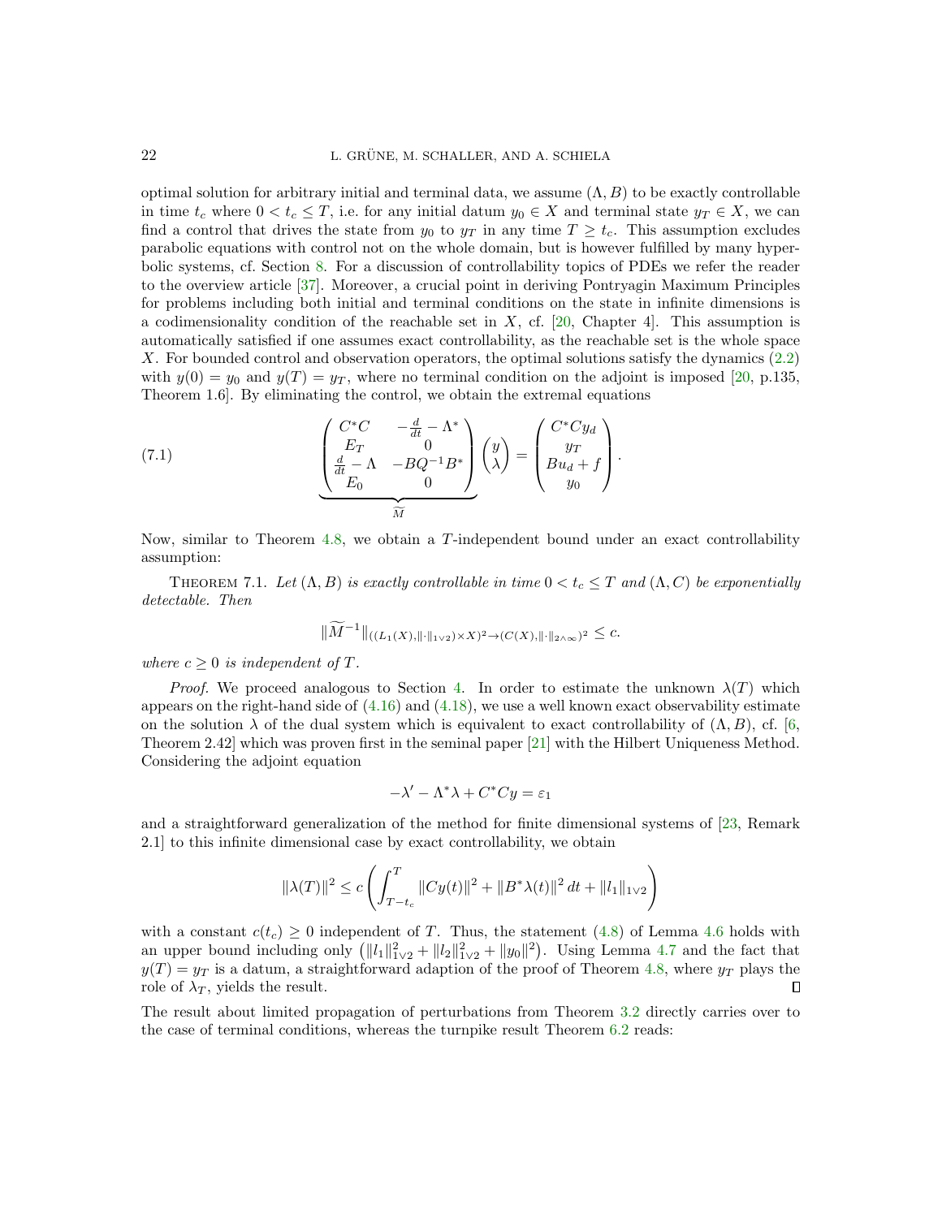optimal solution for arbitrary initial and terminal data, we assume $(\Lambda, B)$ to be exactly controllable in time $t_c$ where $0 < t_c \leq T$, i.e. for any initial datum $y_0 \in X$ and terminal state $y_T \in X$, we can find a control that drives the state from $y_0$ to $y_T$ in any time $T \geq t_c$. This assumption excludes parabolic equations with control not on the whole domain, but is however fulfilled by many hyperbolic systems, cf. Section 8. For a discussion of controllability topics of PDEs we refer the reader to the overview article [37]. Moreover, a crucial point in deriving Pontryagin Maximum Principles for problems including both initial and terminal conditions on the state in infinite dimensions is a codimensionality condition of the reachable set in $X$, cf. [20, Chapter 4]. This assumption is automatically satisfied if one assumes exact controllability, as the reachable set is the whole space $X$. For bounded control and observation operators, the optimal solutions satisfy the dynamics (2.2) with $y(0) = y_0$ and $y(T) = y_T$, where no terminal condition on the adjoint is imposed [20, p.135, Theorem 1.6]. By eliminating the control, we obtain the extremal equations

$$
\underbrace{\begin{pmatrix} C^*C & -\frac{d}{dt} - \Lambda^* \\ E_T & 0 \\ \frac{d}{dt} - \Lambda & -BQ^{-1}B^* \\ E_0 & 0 \end{pmatrix}}_{\widetilde{M}} \begin{pmatrix} y \\ \lambda \end{pmatrix} = \begin{pmatrix} C^*Cy_d \\ y_T \\ Bu_d + f \\ y_0 \end{pmatrix}. \tag{7.1}
$$

Now, similar to Theorem 4.8, we obtain a $T$-independent bound under an exact controllability assumption:

Theorem 7.1. *Let $(\Lambda, B)$ is exactly controllable in time $0 < t_c \leq T$ and $(\Lambda, C)$ be exponentially detectable. Then*

$$
\|\widetilde{M}^{-1}\|_{((L_1(X), \|\cdot\|_{1\vee 2})\times X)^2 \to (C(X), \|\cdot\|_{2\wedge\infty})^2} \leq c.
$$

*where $c \geq 0$ is independent of $T$.*

*Proof.* We proceed analogous to Section 4. In order to estimate the unknown $\lambda(T)$ which appears on the right-hand side of (4.16) and (4.18), we use a well known exact observability estimate on the solution $\lambda$ of the dual system which is equivalent to exact controllability of $(\Lambda, B)$, cf. [6, Theorem 2.42] which was proven first in the seminal paper [21] with the Hilbert Uniqueness Method. Considering the adjoint equation

$$
-\lambda' - \Lambda^*\lambda + C^*Cy = \varepsilon_1
$$

and a straightforward generalization of the method for finite dimensional systems of [23, Remark 2.1] to this infinite dimensional case by exact controllability, we obtain

$$
\|\lambda(T)\|^2 \leq c \left( \int_{T-t_c}^{T} \|Cy(t)\|^2 + \|B^*\lambda(t)\|^2 \, dt + \|l_1\|_{1\vee 2} \right)
$$

with a constant $c(t_c) \geq 0$ independent of $T$. Thus, the statement (4.8) of Lemma 4.6 holds with an upper bound including only $\left(\|l_1\|^2_{1\vee 2} + \|l_2\|^2_{1\vee 2} + \|y_0\|^2\right)$. Using Lemma 4.7 and the fact that $y(T) = y_T$ is a datum, a straightforward adaption of the proof of Theorem 4.8, where $y_T$ plays the role of $\lambda_T$, yields the result. ∎

The result about limited propagation of perturbations from Theorem 3.2 directly carries over to the case of terminal conditions, whereas the turnpike result Theorem 6.2 reads: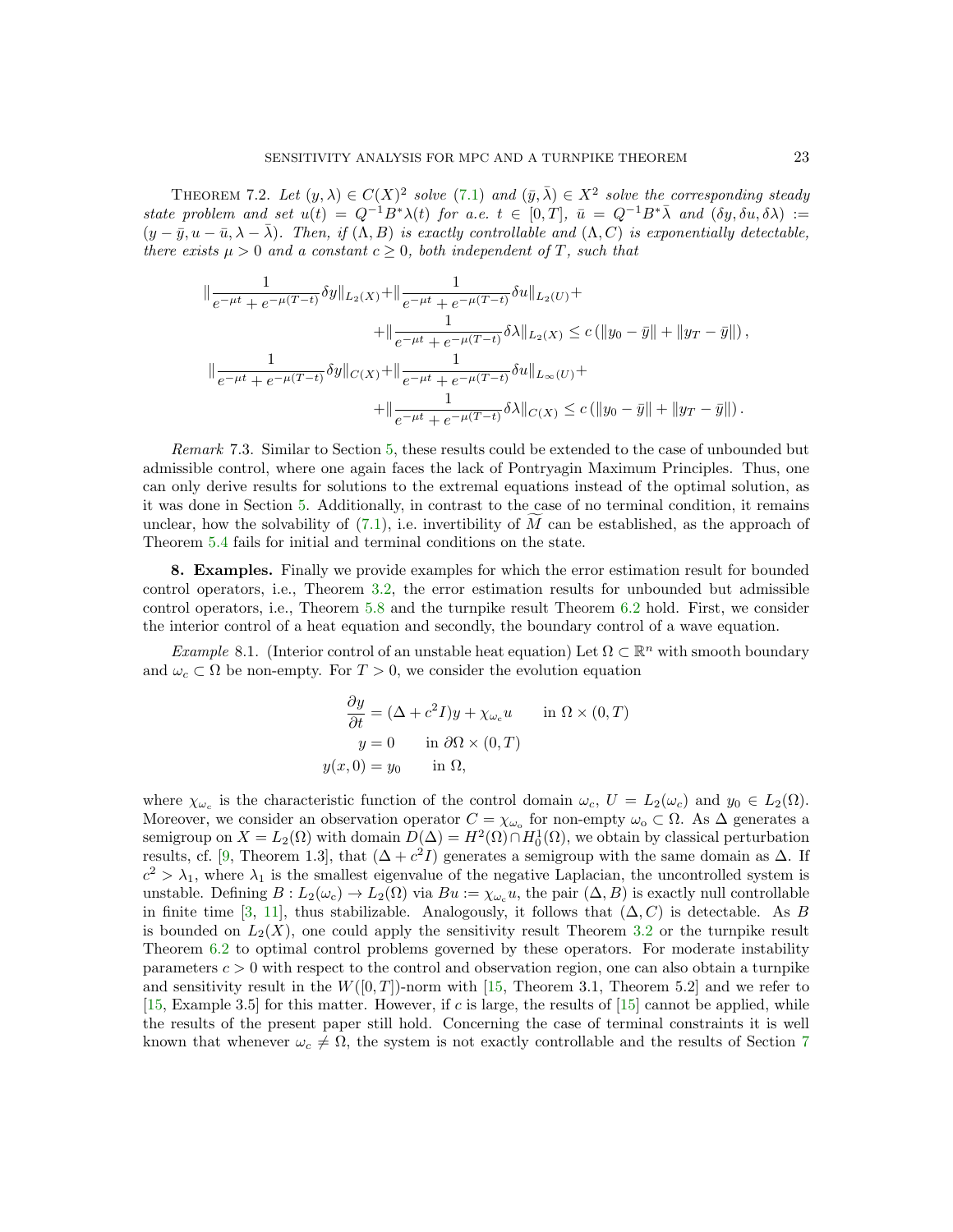**Theorem 7.2.** *Let $(y,\lambda) \in C(X)^2$ solve (7.1) and $(\bar{y},\bar{\lambda}) \in X^2$ solve the corresponding steady state problem and set $u(t) = Q^{-1}B^*\lambda(t)$ for a.e. $t \in [0,T]$, $\bar{u} = Q^{-1}B^*\bar{\lambda}$ and $(\delta y, \delta u, \delta\lambda) := (y-\bar{y}, u-\bar{u}, \lambda-\bar{\lambda})$. Then, if $(\Lambda, B)$ is exactly controllable and $(\Lambda, C)$ is exponentially detectable, there exists $\mu > 0$ and a constant $c \geq 0$, both independent of $T$, such that*

$$
\begin{aligned}
\|\frac{1}{e^{-\mu t}+e^{-\mu(T-t)}}\delta y\|_{L_2(X)} &+ \|\frac{1}{e^{-\mu t}+e^{-\mu(T-t)}}\delta u\|_{L_2(U)} + \\
&+ \|\frac{1}{e^{-\mu t}+e^{-\mu(T-t)}}\delta \lambda\|_{L_2(X)} \leq c\left(\|y_0-\bar{y}\| + \|y_T - \bar{y}\|\right), \\
\|\frac{1}{e^{-\mu t}+e^{-\mu(T-t)}}\delta y\|_{C(X)} &+ \|\frac{1}{e^{-\mu t}+e^{-\mu(T-t)}}\delta u\|_{L_\infty(U)} + \\
&+ \|\frac{1}{e^{-\mu t}+e^{-\mu(T-t)}}\delta \lambda\|_{C(X)} \leq c\left(\|y_0-\bar{y}\| + \|y_T - \bar{y}\|\right).
\end{aligned}
$$

*Remark* 7.3. Similar to Section 5, these results could be extended to the case of unbounded but admissible control, where one again faces the lack of Pontryagin Maximum Principles. Thus, one can only derive results for solutions to the extremal equations instead of the optimal solution, as it was done in Section 5. Additionally, in contrast to the case of no terminal condition, it remains unclear, how the solvability of (7.1), i.e. invertibility of $\widetilde{M}$ can be established, as the approach of Theorem 5.4 fails for initial and terminal conditions on the state.

**8. Examples.** Finally we provide examples for which the error estimation result for bounded control operators, i.e., Theorem 3.2, the error estimation results for unbounded but admissible control operators, i.e., Theorem 5.8 and the turnpike result Theorem 6.2 hold. First, we consider the interior control of a heat equation and secondly, the boundary control of a wave equation.

*Example* 8.1. (Interior control of an unstable heat equation) Let $\Omega \subset \mathbb{R}^n$ with smooth boundary and $\omega_c \subset \Omega$ be non-empty. For $T > 0$, we consider the evolution equation

$$
\begin{aligned}
\frac{\partial y}{\partial t} &= (\Delta + c^2 I)y + \chi_{\omega_c} u \qquad \text{in } \Omega \times (0,T) \\
y &= 0 \qquad \text{in } \partial\Omega \times (0,T) \\
y(x,0) &= y_0 \qquad \text{in } \Omega,
\end{aligned}
$$

where $\chi_{\omega_c}$ is the characteristic function of the control domain $\omega_c$, $U = L_2(\omega_c)$ and $y_0 \in L_2(\Omega)$. Moreover, we consider an observation operator $C = \chi_{\omega_o}$ for non-empty $\omega_o \subset \Omega$. As $\Delta$ generates a semigroup on $X = L_2(\Omega)$ with domain $D(\Delta) = H^2(\Omega) \cap H_0^1(\Omega)$, we obtain by classical perturbation results, cf. [9, Theorem 1.3], that $(\Delta + c^2 I)$ generates a semigroup with the same domain as $\Delta$. If $c^2 > \lambda_1$, where $\lambda_1$ is the smallest eigenvalue of the negative Laplacian, the uncontrolled system is unstable. Defining $B : L_2(\omega_c) \to L_2(\Omega)$ via $Bu := \chi_{\omega_c} u$, the pair $(\Delta, B)$ is exactly null controllable in finite time [3, 11], thus stabilizable. Analogously, it follows that $(\Delta, C)$ is detectable. As $B$ is bounded on $L_2(X)$, one could apply the sensitivity result Theorem 3.2 or the turnpike result Theorem 6.2 to optimal control problems governed by these operators. For moderate instability parameters $c > 0$ with respect to the control and observation region, one can also obtain a turnpike and sensitivity result in the $W([0,T])$-norm with [15, Theorem 3.1, Theorem 5.2] and we refer to [15, Example 3.5] for this matter. However, if $c$ is large, the results of [15] cannot be applied, while the results of the present paper still hold. Concerning the case of terminal constraints it is well known that whenever $\omega_c \neq \Omega$, the system is not exactly controllable and the results of Section 7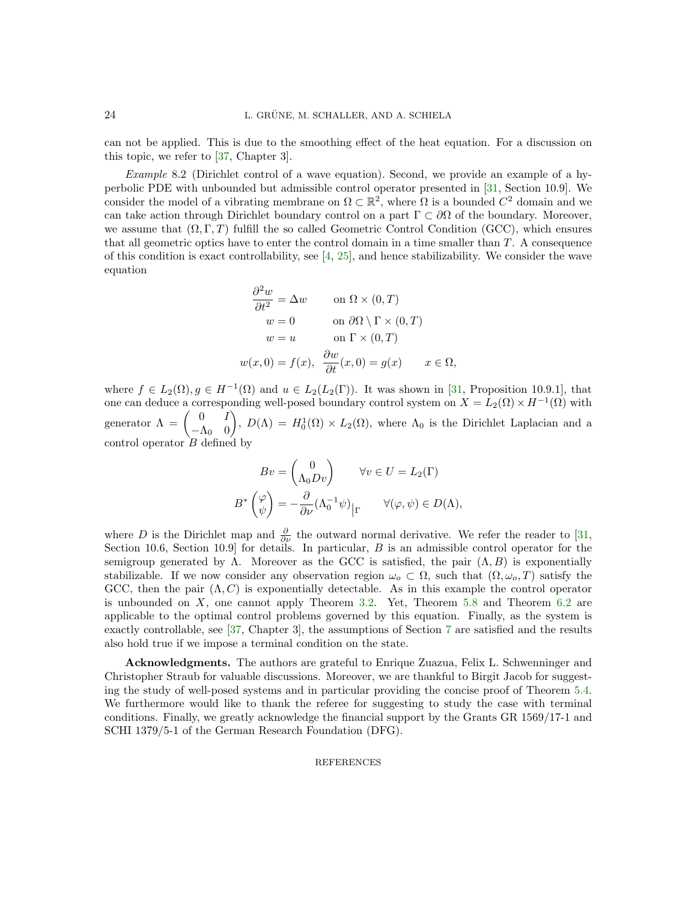can not be applied. This is due to the smoothing effect of the heat equation. For a discussion on this topic, we refer to [37, Chapter 3].

*Example* 8.2 (Dirichlet control of a wave equation). Second, we provide an example of a hyperbolic PDE with unbounded but admissible control operator presented in [31, Section 10.9]. We consider the model of a vibrating membrane on $\Omega \subset \mathbb{R}^2$, where $\Omega$ is a bounded $C^2$ domain and we can take action through Dirichlet boundary control on a part $\Gamma \subset \partial\Omega$ of the boundary. Moreover, we assume that $(\Omega, \Gamma, T)$ fulfill the so called Geometric Control Condition (GCC), which ensures that all geometric optics have to enter the control domain in a time smaller than $T$. A consequence of this condition is exact controllability, see [4, 25], and hence stabilizability. We consider the wave equation

$$
\begin{aligned}
\frac{\partial^2 w}{\partial t^2} &= \Delta w \qquad \text{on } \Omega \times (0,T)\\
w &= 0 \qquad \text{on } \partial\Omega \setminus \Gamma \times (0,T)\\
w &= u \qquad \text{on } \Gamma \times (0,T)\\
w(x,0) = f(x),\ & \frac{\partial w}{\partial t}(x,0) = g(x) \qquad x \in \Omega,
\end{aligned}
$$

where $f \in L_2(\Omega), g \in H^{-1}(\Omega)$ and $u \in L_2(L_2(\Gamma))$. It was shown in [31, Proposition 10.9.1], that one can deduce a corresponding well-posed boundary control system on $X = L_2(\Omega) \times H^{-1}(\Omega)$ with generator $\Lambda = \begin{pmatrix} 0 & I \\ -\Lambda_0 & 0 \end{pmatrix}$, $D(\Lambda) = H_0^1(\Omega) \times L_2(\Omega)$, where $\Lambda_0$ is the Dirichlet Laplacian and a control operator $B$ defined by

$$
\begin{aligned}
Bv &= \begin{pmatrix} 0 \\ \Lambda_0 D v \end{pmatrix} \qquad \forall v \in U = L_2(\Gamma)\\
B^* \begin{pmatrix} \varphi \\ \psi \end{pmatrix} &= -\frac{\partial}{\partial \nu}(\Lambda_0^{-1}\psi)\big|_\Gamma \qquad \forall (\varphi, \psi) \in D(\Lambda),
\end{aligned}
$$

where $D$ is the Dirichlet map and $\frac{\partial}{\partial \nu}$ the outward normal derivative. We refer the reader to [31, Section 10.6, Section 10.9] for details. In particular, $B$ is an admissible control operator for the semigroup generated by $\Lambda$. Moreover as the GCC is satisfied, the pair $(\Lambda, B)$ is exponentially stabilizable. If we now consider any observation region $\omega_o \subset \Omega$, such that $(\Omega, \omega_o, T)$ satisfy the GCC, then the pair $(\Lambda, C)$ is exponentially detectable. As in this example the control operator is unbounded on $X$, one cannot apply Theorem 3.2. Yet, Theorem 5.8 and Theorem 6.2 are applicable to the optimal control problems governed by this equation. Finally, as the system is exactly controllable, see [37, Chapter 3], the assumptions of Section 7 are satisfied and the results also hold true if we impose a terminal condition on the state.

**Acknowledgments.** The authors are grateful to Enrique Zuazua, Felix L. Schwenninger and Christopher Straub for valuable discussions. Moreover, we are thankful to Birgit Jacob for suggesting the study of well-posed systems and in particular providing the concise proof of Theorem 5.4. We furthermore would like to thank the referee for suggesting to study the case with terminal conditions. Finally, we greatly acknowledge the financial support by the Grants GR 1569/17-1 and SCHI 1379/5-1 of the German Research Foundation (DFG).

REFERENCES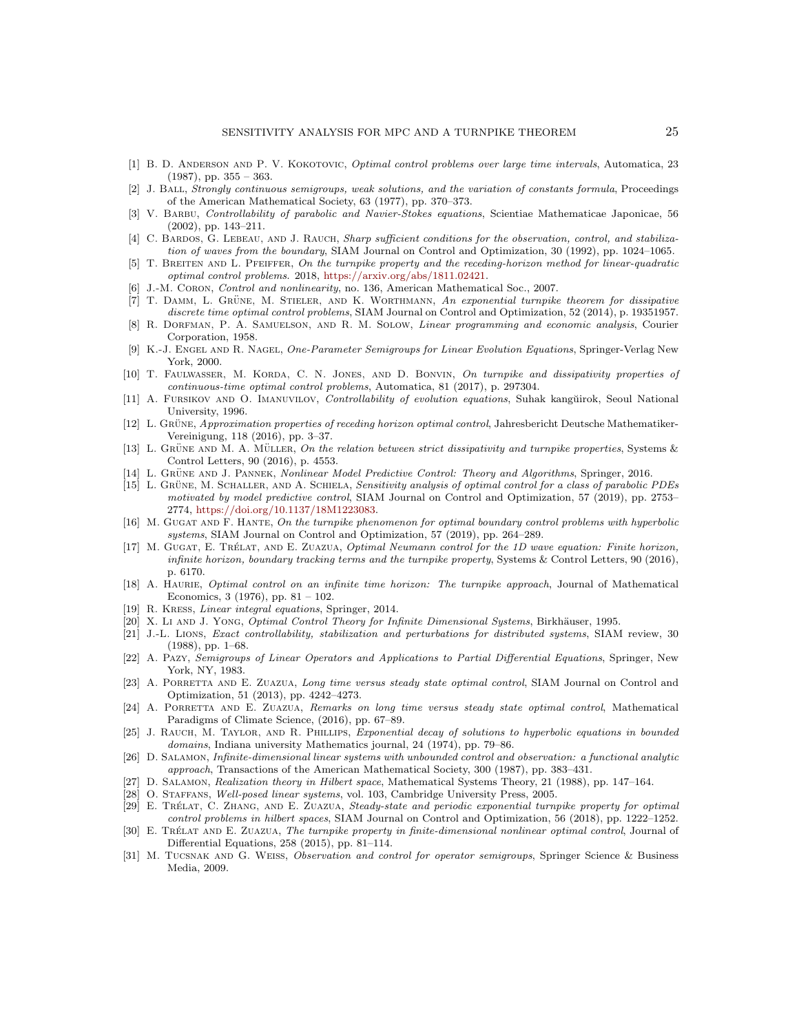[1] B. D. Anderson and P. V. Kokotovic, *Optimal control problems over large time intervals*, Automatica, 23 (1987), pp. 355 – 363.

[2] J. Ball, *Strongly continuous semigroups, weak solutions, and the variation of constants formula*, Proceedings of the American Mathematical Society, 63 (1977), pp. 370–373.

[3] V. Barbu, *Controllability of parabolic and Navier-Stokes equations*, Scientiae Mathematicae Japonicae, 56 (2002), pp. 143–211.

[4] C. Bardos, G. Lebeau, and J. Rauch, *Sharp sufficient conditions for the observation, control, and stabilization of waves from the boundary*, SIAM Journal on Control and Optimization, 30 (1992), pp. 1024–1065.

[5] T. Breiten and L. Pfeiffer, *On the turnpike property and the receding-horizon method for linear-quadratic optimal control problems*. 2018, https://arxiv.org/abs/1811.02421.

[6] J.-M. Coron, *Control and nonlinearity*, no. 136, American Mathematical Soc., 2007.

[7] T. Damm, L. Grüne, M. Stieler, and K. Worthmann, *An exponential turnpike theorem for dissipative discrete time optimal control problems*, SIAM Journal on Control and Optimization, 52 (2014), p. 19351957.

[8] R. Dorfman, P. A. Samuelson, and R. M. Solow, *Linear programming and economic analysis*, Courier Corporation, 1958.

[9] K.-J. Engel and R. Nagel, *One-Parameter Semigroups for Linear Evolution Equations*, Springer-Verlag New York, 2000.

[10] T. Faulwasser, M. Korda, C. N. Jones, and D. Bonvin, *On turnpike and dissipativity properties of continuous-time optimal control problems*, Automatica, 81 (2017), p. 297304.

[11] A. Fursikov and O. Imanuvilov, *Controllability of evolution equations*, Suhak kangŭirok, Seoul National University, 1996.

[12] L. Grüne, *Approximation properties of receding horizon optimal control*, Jahresbericht Deutsche Mathematiker-Vereinigung, 118 (2016), pp. 3–37.

[13] L. Grüne and M. A. Müller, *On the relation between strict dissipativity and turnpike properties*, Systems & Control Letters, 90 (2016), p. 4553.

[14] L. Grüne and J. Pannek, *Nonlinear Model Predictive Control: Theory and Algorithms*, Springer, 2016.

[15] L. Grüne, M. Schaller, and A. Schiela, *Sensitivity analysis of optimal control for a class of parabolic PDEs motivated by model predictive control*, SIAM Journal on Control and Optimization, 57 (2019), pp. 2753–2774, https://doi.org/10.1137/18M1223083.

[16] M. Gugat and F. Hante, *On the turnpike phenomenon for optimal boundary control problems with hyperbolic systems*, SIAM Journal on Control and Optimization, 57 (2019), pp. 264–289.

[17] M. Gugat, E. Trélat, and E. Zuazua, *Optimal Neumann control for the 1D wave equation: Finite horizon, infinite horizon, boundary tracking terms and the turnpike property*, Systems & Control Letters, 90 (2016), p. 6170.

[18] A. Haurie, *Optimal control on an infinite time horizon: The turnpike approach*, Journal of Mathematical Economics, 3 (1976), pp. 81 – 102.

[19] R. Kress, *Linear integral equations*, Springer, 2014.

[20] X. Li and J. Yong, *Optimal Control Theory for Infinite Dimensional Systems*, Birkhäuser, 1995.

[21] J.-L. Lions, *Exact controllability, stabilization and perturbations for distributed systems*, SIAM review, 30 (1988), pp. 1–68.

[22] A. Pazy, *Semigroups of Linear Operators and Applications to Partial Differential Equations*, Springer, New York, NY, 1983.

[23] A. Porretta and E. Zuazua, *Long time versus steady state optimal control*, SIAM Journal on Control and Optimization, 51 (2013), pp. 4242–4273.

[24] A. Porretta and E. Zuazua, *Remarks on long time versus steady state optimal control*, Mathematical Paradigms of Climate Science, (2016), pp. 67–89.

[25] J. Rauch, M. Taylor, and R. Phillips, *Exponential decay of solutions to hyperbolic equations in bounded domains*, Indiana university Mathematics journal, 24 (1974), pp. 79–86.

[26] D. Salamon, *Infinite-dimensional linear systems with unbounded control and observation: a functional analytic approach*, Transactions of the American Mathematical Society, 300 (1987), pp. 383–431.

[27] D. Salamon, *Realization theory in Hilbert space*, Mathematical Systems Theory, 21 (1988), pp. 147–164.

[28] O. Staffans, *Well-posed linear systems*, vol. 103, Cambridge University Press, 2005.

[29] E. Trélat, C. Zhang, and E. Zuazua, *Steady-state and periodic exponential turnpike property for optimal control problems in hilbert spaces*, SIAM Journal on Control and Optimization, 56 (2018), pp. 1222–1252.

[30] E. Trélat and E. Zuazua, *The turnpike property in finite-dimensional nonlinear optimal control*, Journal of Differential Equations, 258 (2015), pp. 81–114.

[31] M. Tucsnak and G. Weiss, *Observation and control for operator semigroups*, Springer Science & Business Media, 2009.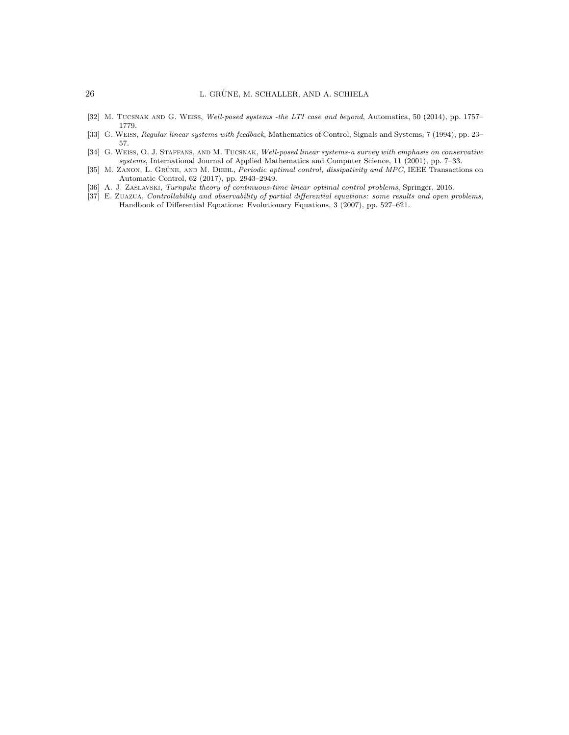[32] M. Tucsnak and G. Weiss, *Well-posed systems -the LTI case and beyond*, Automatica, 50 (2014), pp. 1757–1779.

[33] G. Weiss, *Regular linear systems with feedback*, Mathematics of Control, Signals and Systems, 7 (1994), pp. 23–57.

[34] G. Weiss, O. J. Staffans, and M. Tucsnak, *Well-posed linear systems-a survey with emphasis on conservative systems*, International Journal of Applied Mathematics and Computer Science, 11 (2001), pp. 7–33.

[35] M. Zanon, L. Grüne, and M. Diehl, *Periodic optimal control, dissipativity and MPC*, IEEE Transactions on Automatic Control, 62 (2017), pp. 2943–2949.

[36] A. J. Zaslavski, *Turnpike theory of continuous-time linear optimal control problems*, Springer, 2016.

[37] E. Zuazua, *Controllability and observability of partial differential equations: some results and open problems*, Handbook of Differential Equations: Evolutionary Equations, 3 (2007), pp. 527–621.